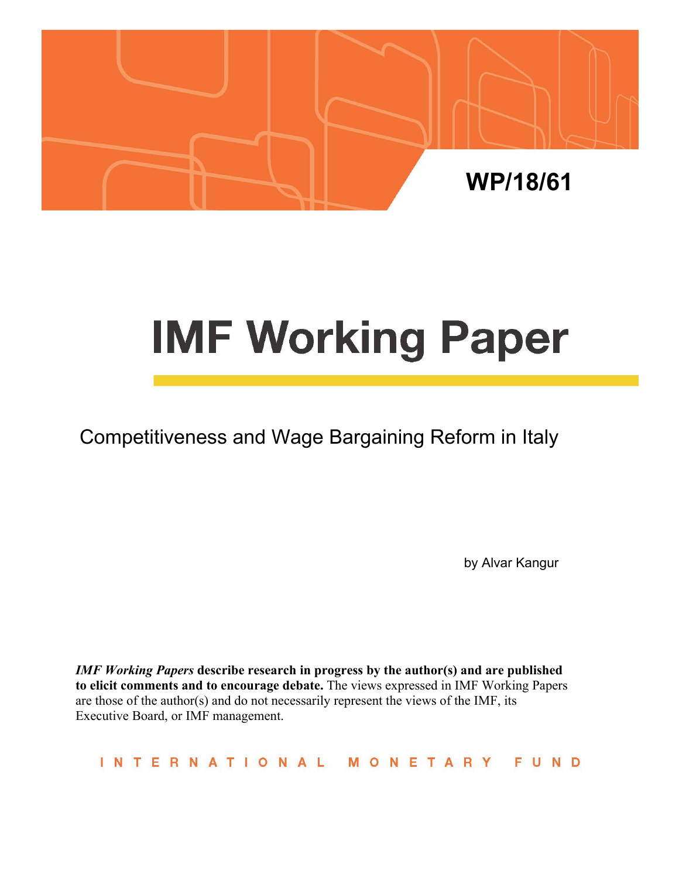WP/18/61

# IMF Working Paper

## Competitiveness and Wage Bargaining Reform in Italy

by Alvar Kangur

***IMF Working Papers*** **describe research in progress by the author(s) and are published to elicit comments and to encourage debate.** The views expressed in IMF Working Papers are those of the author(s) and do not necessarily represent the views of the IMF, its Executive Board, or IMF management.

INTERNATIONAL MONETARY FUND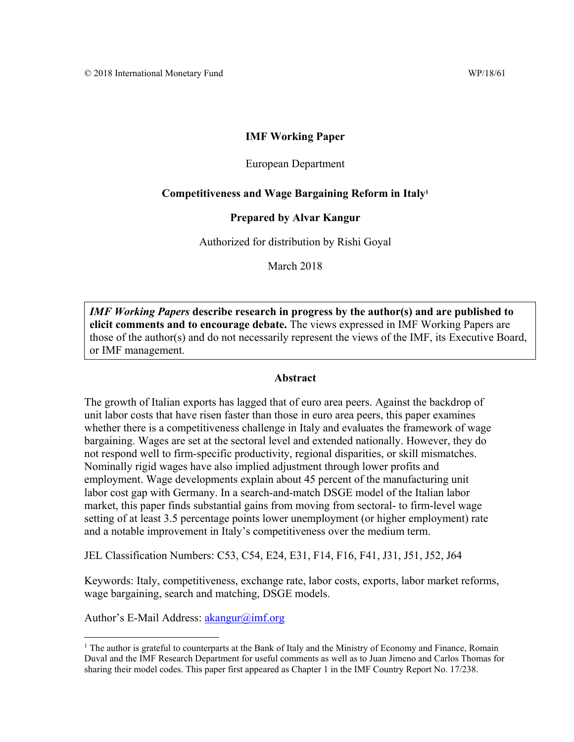© 2018 International Monetary Fund WP/18/61

**IMF Working Paper**

European Department

**Competitiveness and Wage Bargaining Reform in Italy**[1]

**Prepared by Alvar Kangur**

Authorized for distribution by Rishi Goyal

March 2018

***IMF Working Papers* describe research in progress by the author(s) and are published to elicit comments and to encourage debate.** The views expressed in IMF Working Papers are those of the author(s) and do not necessarily represent the views of the IMF, its Executive Board, or IMF management.

**Abstract**

The growth of Italian exports has lagged that of euro area peers. Against the backdrop of unit labor costs that have risen faster than those in euro area peers, this paper examines whether there is a competitiveness challenge in Italy and evaluates the framework of wage bargaining. Wages are set at the sectoral level and extended nationally. However, they do not respond well to firm-specific productivity, regional disparities, or skill mismatches. Nominally rigid wages have also implied adjustment through lower profits and employment. Wage developments explain about 45 percent of the manufacturing unit labor cost gap with Germany. In a search-and-match DSGE model of the Italian labor market, this paper finds substantial gains from moving from sectoral- to firm-level wage setting of at least 3.5 percentage points lower unemployment (or higher employment) rate and a notable improvement in Italy's competitiveness over the medium term.

JEL Classification Numbers: C53, C54, E24, E31, F14, F16, F41, J31, J51, J52, J64

Keywords: Italy, competitiveness, exchange rate, labor costs, exports, labor market reforms, wage bargaining, search and matching, DSGE models.

Author's E-Mail Address: akangur@imf.org

---

[1] The author is grateful to counterparts at the Bank of Italy and the Ministry of Economy and Finance, Romain Duval and the IMF Research Department for useful comments as well as to Juan Jimeno and Carlos Thomas for sharing their model codes. This paper first appeared as Chapter 1 in the IMF Country Report No. 17/238.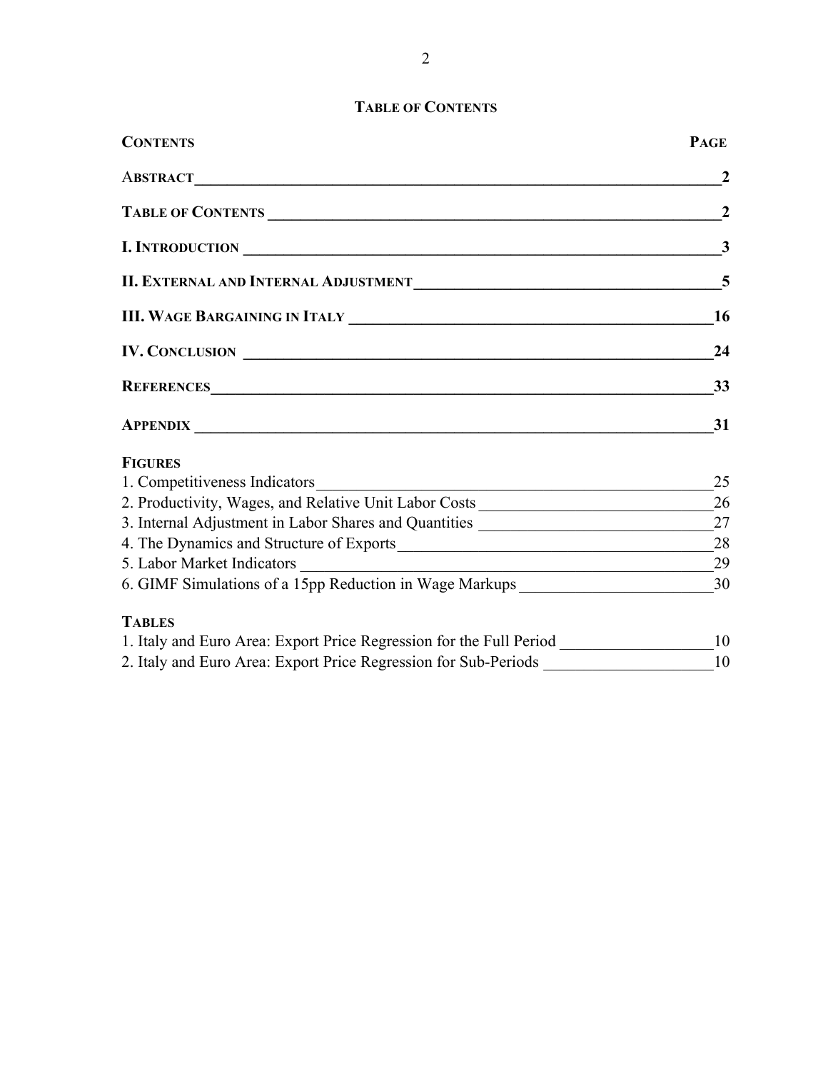# TABLE OF CONTENTS

| CONTENTS | PAGE |
|---|---|
| **ABSTRACT** | **2** |
| **TABLE OF CONTENTS** | **2** |
| **I. INTRODUCTION** | **3** |
| **II. EXTERNAL AND INTERNAL ADJUSTMENT** | **5** |
| **III. WAGE BARGAINING IN ITALY** | **16** |
| **IV. CONCLUSION** | **24** |
| **REFERENCES** | **33** |
| **APPENDIX** | **31** |

**FIGURES**

| | |
|---|---|
| 1. Competitiveness Indicators | 25 |
| 2. Productivity, Wages, and Relative Unit Labor Costs | 26 |
| 3. Internal Adjustment in Labor Shares and Quantities | 27 |
| 4. The Dynamics and Structure of Exports | 28 |
| 5. Labor Market Indicators | 29 |
| 6. GIMF Simulations of a 15pp Reduction in Wage Markups | 30 |

**TABLES**

| | |
|---|---|
| 1. Italy and Euro Area: Export Price Regression for the Full Period | 10 |
| 2. Italy and Euro Area: Export Price Regression for Sub-Periods | 10 |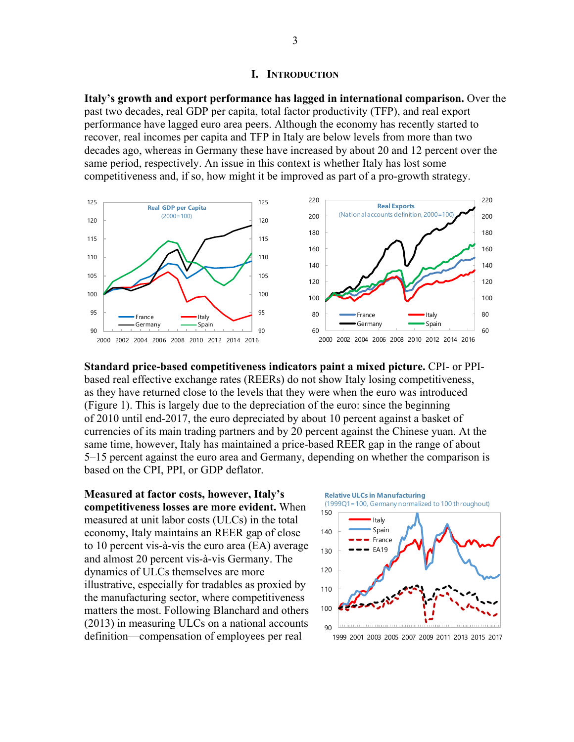# I. Introduction

**Italy's growth and export performance has lagged in international comparison.** Over the past two decades, real GDP per capita, total factor productivity (TFP), and real export performance have lagged euro area peers. Although the economy has recently started to recover, real incomes per capita and TFP in Italy are below levels from more than two decades ago, whereas in Germany these have increased by about 20 and 12 percent over the same period, respectively. An issue in this context is whether Italy has lost some competitiveness and, if so, how might it be improved as part of a pro-growth strategy.

**Standard price-based competitiveness indicators paint a mixed picture.** CPI- or PPI-based real effective exchange rates (REERs) do not show Italy losing competitiveness, as they have returned close to the levels that they were when the euro was introduced (Figure 1). This is largely due to the depreciation of the euro: since the beginning of 2010 until end-2017, the euro depreciated by about 10 percent against a basket of currencies of its main trading partners and by 20 percent against the Chinese yuan. At the same time, however, Italy has maintained a price-based REER gap in the range of about 5–15 percent against the euro area and Germany, depending on whether the comparison is based on the CPI, PPI, or GDP deflator.

**Measured at factor costs, however, Italy's competitiveness losses are more evident.** When measured at unit labor costs (ULCs) in the total economy, Italy maintains an REER gap of close to 10 percent vis-à-vis the euro area (EA) average and almost 20 percent vis-à-vis Germany. The dynamics of ULCs themselves are more illustrative, especially for tradables as proxied by the manufacturing sector, where competitiveness matters the most. Following Blanchard and others (2013) in measuring ULCs on a national accounts definition—compensation of employees per real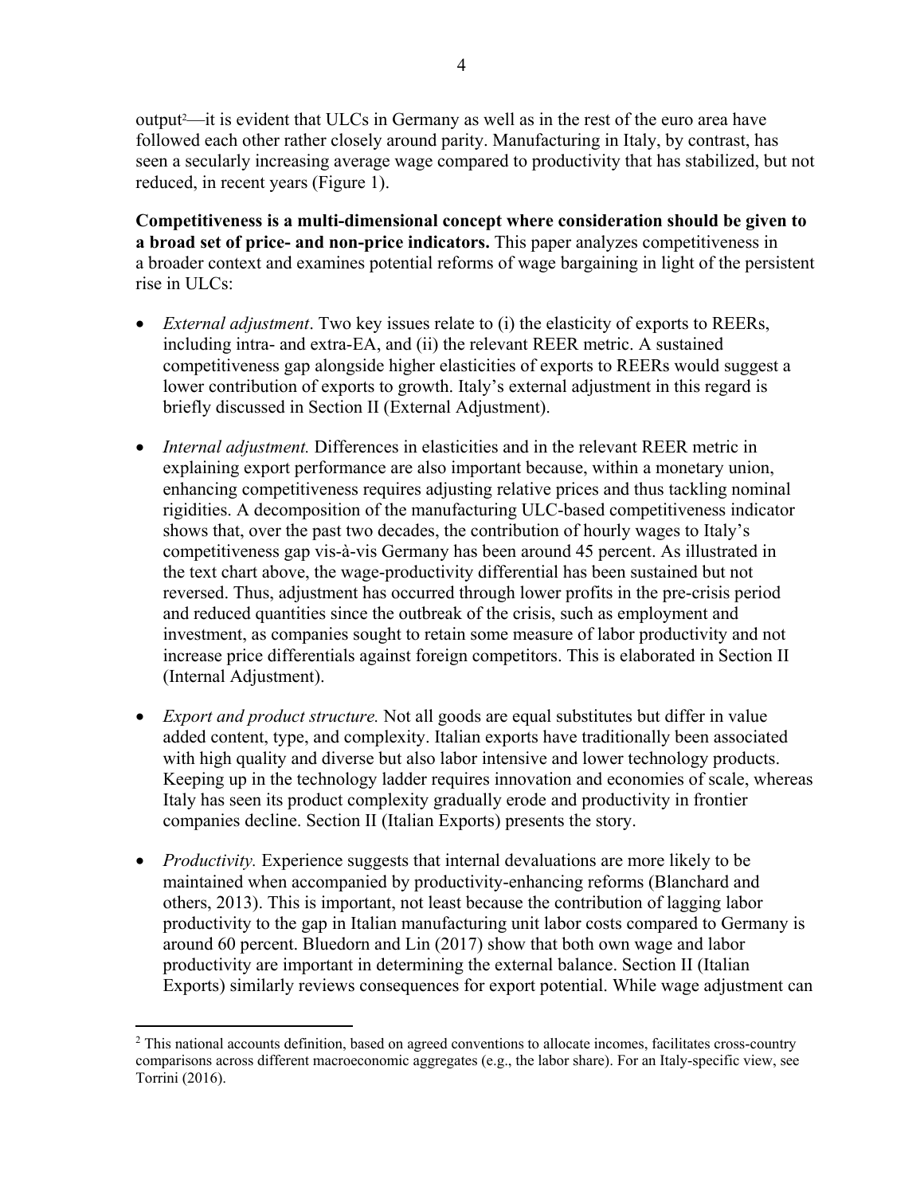output[2]—it is evident that ULCs in Germany as well as in the rest of the euro area have followed each other rather closely around parity. Manufacturing in Italy, by contrast, has seen a secularly increasing average wage compared to productivity that has stabilized, but not reduced, in recent years (Figure 1).

**Competitiveness is a multi-dimensional concept where consideration should be given to a broad set of price- and non-price indicators.** This paper analyzes competitiveness in a broader context and examines potential reforms of wage bargaining in light of the persistent rise in ULCs:

- *External adjustment*. Two key issues relate to (i) the elasticity of exports to REERs, including intra- and extra-EA, and (ii) the relevant REER metric. A sustained competitiveness gap alongside higher elasticities of exports to REERs would suggest a lower contribution of exports to growth. Italy's external adjustment in this regard is briefly discussed in Section II (External Adjustment).

- *Internal adjustment.* Differences in elasticities and in the relevant REER metric in explaining export performance are also important because, within a monetary union, enhancing competitiveness requires adjusting relative prices and thus tackling nominal rigidities. A decomposition of the manufacturing ULC-based competitiveness indicator shows that, over the past two decades, the contribution of hourly wages to Italy's competitiveness gap vis-à-vis Germany has been around 45 percent. As illustrated in the text chart above, the wage-productivity differential has been sustained but not reversed. Thus, adjustment has occurred through lower profits in the pre-crisis period and reduced quantities since the outbreak of the crisis, such as employment and investment, as companies sought to retain some measure of labor productivity and not increase price differentials against foreign competitors. This is elaborated in Section II (Internal Adjustment).

- *Export and product structure.* Not all goods are equal substitutes but differ in value added content, type, and complexity. Italian exports have traditionally been associated with high quality and diverse but also labor intensive and lower technology products. Keeping up in the technology ladder requires innovation and economies of scale, whereas Italy has seen its product complexity gradually erode and productivity in frontier companies decline. Section II (Italian Exports) presents the story.

- *Productivity.* Experience suggests that internal devaluations are more likely to be maintained when accompanied by productivity-enhancing reforms (Blanchard and others, 2013). This is important, not least because the contribution of lagging labor productivity to the gap in Italian manufacturing unit labor costs compared to Germany is around 60 percent. Bluedorn and Lin (2017) show that both own wage and labor productivity are important in determining the external balance. Section II (Italian Exports) similarly reviews consequences for export potential. While wage adjustment can

[2] This national accounts definition, based on agreed conventions to allocate incomes, facilitates cross-country comparisons across different macroeconomic aggregates (e.g., the labor share). For an Italy-specific view, see Torrini (2016).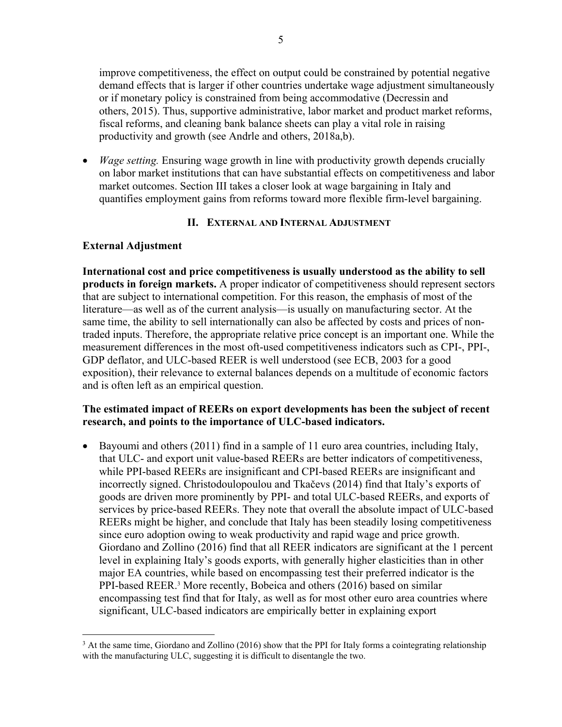improve competitiveness, the effect on output could be constrained by potential negative demand effects that is larger if other countries undertake wage adjustment simultaneously or if monetary policy is constrained from being accommodative (Decressin and others, 2015). Thus, supportive administrative, labor market and product market reforms, fiscal reforms, and cleaning bank balance sheets can play a vital role in raising productivity and growth (see Andrle and others, 2018a,b).

- *Wage setting.* Ensuring wage growth in line with productivity growth depends crucially on labor market institutions that can have substantial effects on competitiveness and labor market outcomes. Section III takes a closer look at wage bargaining in Italy and quantifies employment gains from reforms toward more flexible firm-level bargaining.

## II. EXTERNAL AND INTERNAL ADJUSTMENT

### External Adjustment

**International cost and price competitiveness is usually understood as the ability to sell products in foreign markets.** A proper indicator of competitiveness should represent sectors that are subject to international competition. For this reason, the emphasis of most of the literature—as well as of the current analysis—is usually on manufacturing sector. At the same time, the ability to sell internationally can also be affected by costs and prices of non-traded inputs. Therefore, the appropriate relative price concept is an important one. While the measurement differences in the most oft-used competitiveness indicators such as CPI-, PPI-, GDP deflator, and ULC-based REER is well understood (see ECB, 2003 for a good exposition), their relevance to external balances depends on a multitude of economic factors and is often left as an empirical question.

**The estimated impact of REERs on export developments has been the subject of recent research, and points to the importance of ULC-based indicators.**

- Bayoumi and others (2011) find in a sample of 11 euro area countries, including Italy, that ULC- and export unit value-based REERs are better indicators of competitiveness, while PPI-based REERs are insignificant and CPI-based REERs are insignificant and incorrectly signed. Christodoulopoulou and Tkačevs (2014) find that Italy's exports of goods are driven more prominently by PPI- and total ULC-based REERs, and exports of services by price-based REERs. They note that overall the absolute impact of ULC-based REERs might be higher, and conclude that Italy has been steadily losing competitiveness since euro adoption owing to weak productivity and rapid wage and price growth. Giordano and Zollino (2016) find that all REER indicators are significant at the 1 percent level in explaining Italy's goods exports, with generally higher elasticities than in other major EA countries, while based on encompassing test their preferred indicator is the PPI-based REER.[3] More recently, Bobeica and others (2016) based on similar encompassing test find that for Italy, as well as for most other euro area countries where significant, ULC-based indicators are empirically better in explaining export

[3] At the same time, Giordano and Zollino (2016) show that the PPI for Italy forms a cointegrating relationship with the manufacturing ULC, suggesting it is difficult to disentangle the two.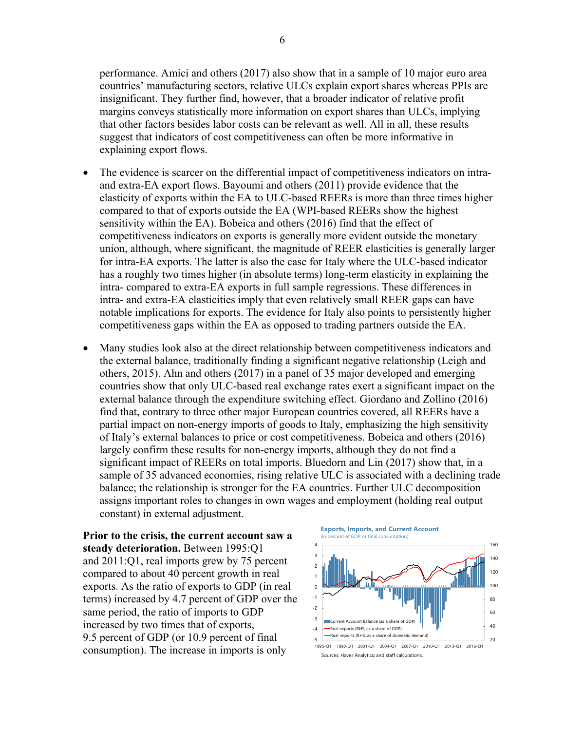performance. Amici and others (2017) also show that in a sample of 10 major euro area countries' manufacturing sectors, relative ULCs explain export shares whereas PPIs are insignificant. They further find, however, that a broader indicator of relative profit margins conveys statistically more information on export shares than ULCs, implying that other factors besides labor costs can be relevant as well. All in all, these results suggest that indicators of cost competitiveness can often be more informative in explaining export flows.

- The evidence is scarcer on the differential impact of competitiveness indicators on intra- and extra-EA export flows. Bayoumi and others (2011) provide evidence that the elasticity of exports within the EA to ULC-based REERs is more than three times higher compared to that of exports outside the EA (WPI-based REERs show the highest sensitivity within the EA). Bobeica and others (2016) find that the effect of competitiveness indicators on exports is generally more evident outside the monetary union, although, where significant, the magnitude of REER elasticities is generally larger for intra-EA exports. The latter is also the case for Italy where the ULC-based indicator has a roughly two times higher (in absolute terms) long-term elasticity in explaining the intra- compared to extra-EA exports in full sample regressions. These differences in intra- and extra-EA elasticities imply that even relatively small REER gaps can have notable implications for exports. The evidence for Italy also points to persistently higher competitiveness gaps within the EA as opposed to trading partners outside the EA.

- Many studies look also at the direct relationship between competitiveness indicators and the external balance, traditionally finding a significant negative relationship (Leigh and others, 2015). Ahn and others (2017) in a panel of 35 major developed and emerging countries show that only ULC-based real exchange rates exert a significant impact on the external balance through the expenditure switching effect. Giordano and Zollino (2016) find that, contrary to three other major European countries covered, all REERs have a partial impact on non-energy imports of goods to Italy, emphasizing the high sensitivity of Italy's external balances to price or cost competitiveness. Bobeica and others (2016) largely confirm these results for non-energy imports, although they do not find a significant impact of REERs on total imports. Bluedorn and Lin (2017) show that, in a sample of 35 advanced economies, rising relative ULC is associated with a declining trade balance; the relationship is stronger for the EA countries. Further ULC decomposition assigns important roles to changes in own wages and employment (holding real output constant) in external adjustment.

**Prior to the crisis, the current account saw a steady deterioration.** Between 1995:Q1 and 2011:Q1, real imports grew by 75 percent compared to about 40 percent growth in real exports. As the ratio of exports to GDP (in real terms) increased by 4.7 percent of GDP over the same period, the ratio of imports to GDP increased by two times that of exports, 9.5 percent of GDP (or 10.9 percent of final consumption). The increase in imports is only

**Exports, Imports, and Current Account**
(in percent of GDP or final consumption)

Current Account Balance (as a share of GDP); Real exports (RHS, as a share of GDP); Real imports (RHS, as a share of domestic demand)

Sources: Haver Analytics; and staff calculations.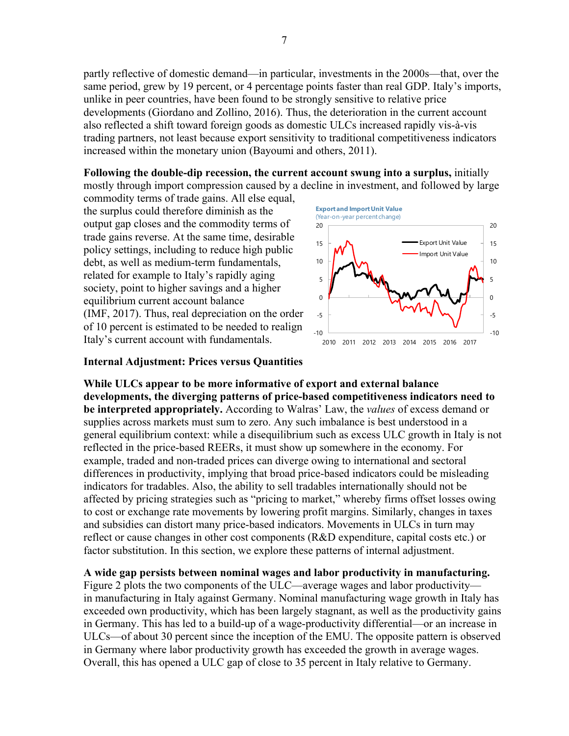partly reflective of domestic demand—in particular, investments in the 2000s—that, over the same period, grew by 19 percent, or 4 percentage points faster than real GDP. Italy's imports, unlike in peer countries, have been found to be strongly sensitive to relative price developments (Giordano and Zollino, 2016). Thus, the deterioration in the current account also reflected a shift toward foreign goods as domestic ULCs increased rapidly vis-à-vis trading partners, not least because export sensitivity to traditional competitiveness indicators increased within the monetary union (Bayoumi and others, 2011).

**Following the double-dip recession, the current account swung into a surplus,** initially mostly through import compression caused by a decline in investment, and followed by large commodity terms of trade gains. All else equal, the surplus could therefore diminish as the output gap closes and the commodity terms of trade gains reverse. At the same time, desirable policy settings, including to reduce high public debt, as well as medium-term fundamentals, related for example to Italy's rapidly aging society, point to higher savings and a higher equilibrium current account balance (IMF, 2017). Thus, real depreciation on the order of 10 percent is estimated to be needed to realign Italy's current account with fundamentals.

**Export and Import Unit Value**
(Year-on-year percent change)

## Internal Adjustment: Prices versus Quantities

**While ULCs appear to be more informative of export and external balance developments, the diverging patterns of price-based competitiveness indicators need to be interpreted appropriately.** According to Walras' Law, the *values* of excess demand or supplies across markets must sum to zero. Any such imbalance is best understood in a general equilibrium context: while a disequilibrium such as excess ULC growth in Italy is not reflected in the price-based REERs, it must show up somewhere in the economy. For example, traded and non-traded prices can diverge owing to international and sectoral differences in productivity, implying that broad price-based indicators could be misleading indicators for tradables. Also, the ability to sell tradables internationally should not be affected by pricing strategies such as "pricing to market," whereby firms offset losses owing to cost or exchange rate movements by lowering profit margins. Similarly, changes in taxes and subsidies can distort many price-based indicators. Movements in ULCs in turn may reflect or cause changes in other cost components (R&D expenditure, capital costs etc.) or factor substitution. In this section, we explore these patterns of internal adjustment.

**A wide gap persists between nominal wages and labor productivity in manufacturing.** Figure 2 plots the two components of the ULC—average wages and labor productivity—in manufacturing in Italy against Germany. Nominal manufacturing wage growth in Italy has exceeded own productivity, which has been largely stagnant, as well as the productivity gains in Germany. This has led to a build-up of a wage-productivity differential—or an increase in ULCs—of about 30 percent since the inception of the EMU. The opposite pattern is observed in Germany where labor productivity growth has exceeded the growth in average wages. Overall, this has opened a ULC gap of close to 35 percent in Italy relative to Germany.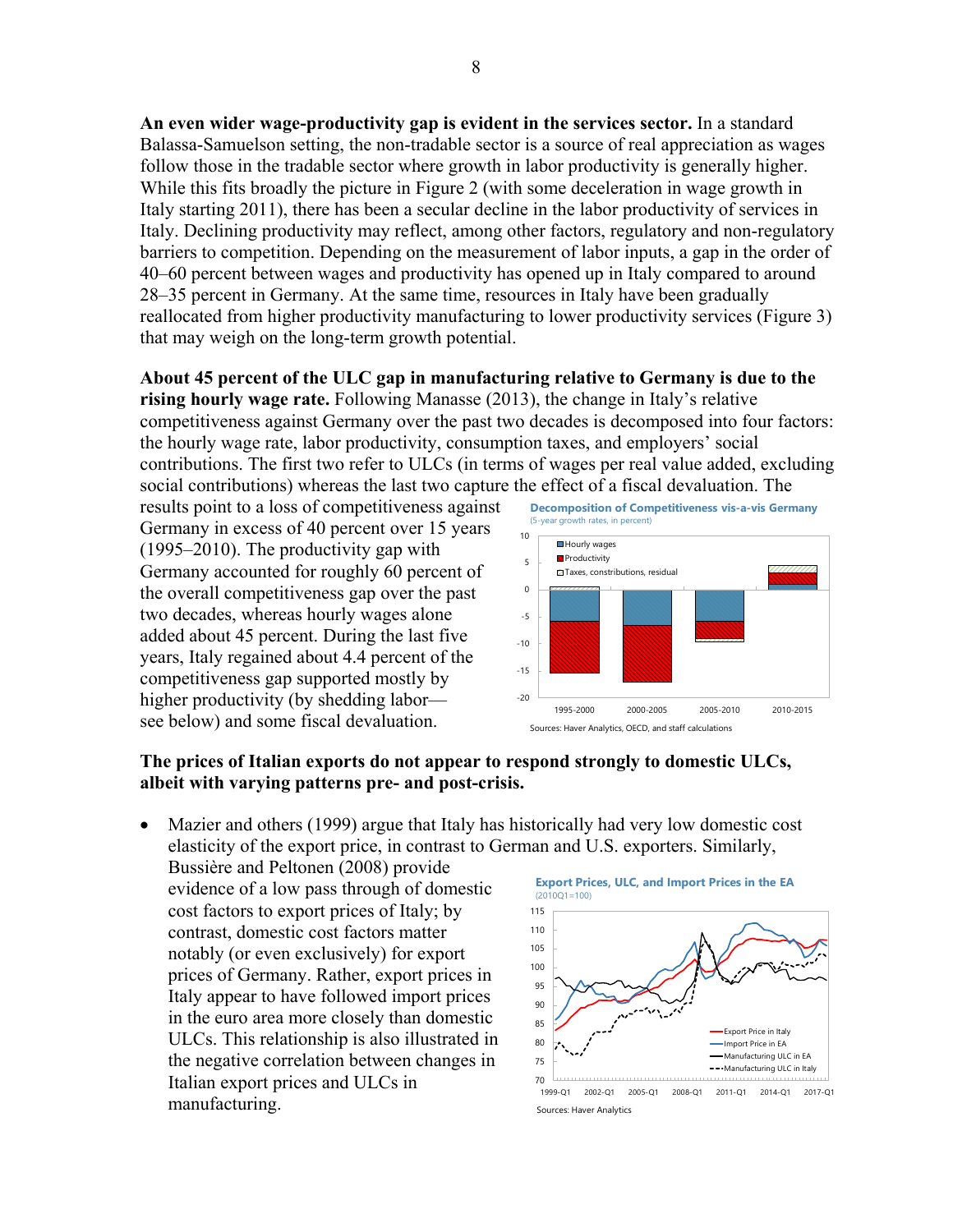**An even wider wage-productivity gap is evident in the services sector.** In a standard Balassa-Samuelson setting, the non-tradable sector is a source of real appreciation as wages follow those in the tradable sector where growth in labor productivity is generally higher. While this fits broadly the picture in Figure 2 (with some deceleration in wage growth in Italy starting 2011), there has been a secular decline in the labor productivity of services in Italy. Declining productivity may reflect, among other factors, regulatory and non-regulatory barriers to competition. Depending on the measurement of labor inputs, a gap in the order of 40–60 percent between wages and productivity has opened up in Italy compared to around 28–35 percent in Germany. At the same time, resources in Italy have been gradually reallocated from higher productivity manufacturing to lower productivity services (Figure 3) that may weigh on the long-term growth potential.

**About 45 percent of the ULC gap in manufacturing relative to Germany is due to the rising hourly wage rate.** Following Manasse (2013), the change in Italy's relative competitiveness against Germany over the past two decades is decomposed into four factors: the hourly wage rate, labor productivity, consumption taxes, and employers' social contributions. The first two refer to ULCs (in terms of wages per real value added, excluding social contributions) whereas the last two capture the effect of a fiscal devaluation. The results point to a loss of competitiveness against Germany in excess of 40 percent over 15 years (1995–2010). The productivity gap with Germany accounted for roughly 60 percent of the overall competitiveness gap over the past two decades, whereas hourly wages alone added about 45 percent. During the last five years, Italy regained about 4.4 percent of the competitiveness gap supported mostly by higher productivity (by shedding labor—see below) and some fiscal devaluation.

Decomposition of Competitiveness vis-a-vis Germany
(5-year growth rates, in percent)

Sources: Haver Analytics, OECD, and staff calculations

**The prices of Italian exports do not appear to respond strongly to domestic ULCs, albeit with varying patterns pre- and post-crisis.**

- Mazier and others (1999) argue that Italy has historically had very low domestic cost elasticity of the export price, in contrast to German and U.S. exporters. Similarly, Bussière and Peltonen (2008) provide evidence of a low pass through of domestic cost factors to export prices of Italy; by contrast, domestic cost factors matter notably (or even exclusively) for export prices of Germany. Rather, export prices in Italy appear to have followed import prices in the euro area more closely than domestic ULCs. This relationship is also illustrated in the negative correlation between changes in Italian export prices and ULCs in manufacturing.

Export Prices, ULC, and Import Prices in the EA
(2010Q1=100)

Sources: Haver Analytics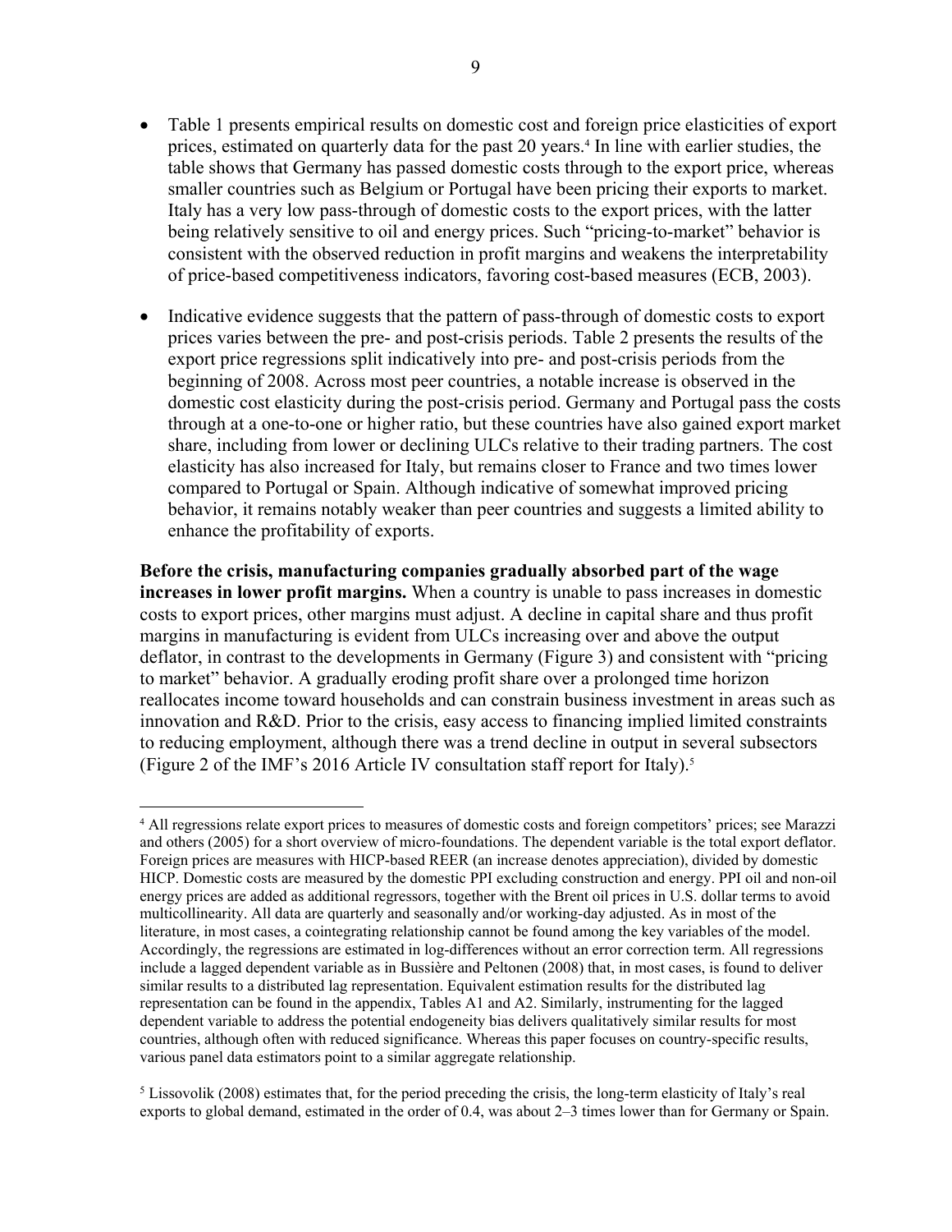- Table 1 presents empirical results on domestic cost and foreign price elasticities of export prices, estimated on quarterly data for the past 20 years.[4] In line with earlier studies, the table shows that Germany has passed domestic costs through to the export price, whereas smaller countries such as Belgium or Portugal have been pricing their exports to market. Italy has a very low pass-through of domestic costs to the export prices, with the latter being relatively sensitive to oil and energy prices. Such "pricing-to-market" behavior is consistent with the observed reduction in profit margins and weakens the interpretability of price-based competitiveness indicators, favoring cost-based measures (ECB, 2003).

- Indicative evidence suggests that the pattern of pass-through of domestic costs to export prices varies between the pre- and post-crisis periods. Table 2 presents the results of the export price regressions split indicatively into pre- and post-crisis periods from the beginning of 2008. Across most peer countries, a notable increase is observed in the domestic cost elasticity during the post-crisis period. Germany and Portugal pass the costs through at a one-to-one or higher ratio, but these countries have also gained export market share, including from lower or declining ULCs relative to their trading partners. The cost elasticity has also increased for Italy, but remains closer to France and two times lower compared to Portugal or Spain. Although indicative of somewhat improved pricing behavior, it remains notably weaker than peer countries and suggests a limited ability to enhance the profitability of exports.

**Before the crisis, manufacturing companies gradually absorbed part of the wage increases in lower profit margins.** When a country is unable to pass increases in domestic costs to export prices, other margins must adjust. A decline in capital share and thus profit margins in manufacturing is evident from ULCs increasing over and above the output deflator, in contrast to the developments in Germany (Figure 3) and consistent with "pricing to market" behavior. A gradually eroding profit share over a prolonged time horizon reallocates income toward households and can constrain business investment in areas such as innovation and R&D. Prior to the crisis, easy access to financing implied limited constraints to reducing employment, although there was a trend decline in output in several subsectors (Figure 2 of the IMF's 2016 Article IV consultation staff report for Italy).[5]

---

[4] All regressions relate export prices to measures of domestic costs and foreign competitors' prices; see Marazzi and others (2005) for a short overview of micro-foundations. The dependent variable is the total export deflator. Foreign prices are measures with HICP-based REER (an increase denotes appreciation), divided by domestic HICP. Domestic costs are measured by the domestic PPI excluding construction and energy. PPI oil and non-oil energy prices are added as additional regressors, together with the Brent oil prices in U.S. dollar terms to avoid multicollinearity. All data are quarterly and seasonally and/or working-day adjusted. As in most of the literature, in most cases, a cointegrating relationship cannot be found among the key variables of the model. Accordingly, the regressions are estimated in log-differences without an error correction term. All regressions include a lagged dependent variable as in Bussière and Peltonen (2008) that, in most cases, is found to deliver similar results to a distributed lag representation. Equivalent estimation results for the distributed lag representation can be found in the appendix, Tables A1 and A2. Similarly, instrumenting for the lagged dependent variable to address the potential endogeneity bias delivers qualitatively similar results for most countries, although often with reduced significance. Whereas this paper focuses on country-specific results, various panel data estimators point to a similar aggregate relationship.

[5] Lissovolik (2008) estimates that, for the period preceding the crisis, the long-term elasticity of Italy's real exports to global demand, estimated in the order of 0.4, was about 2–3 times lower than for Germany or Spain.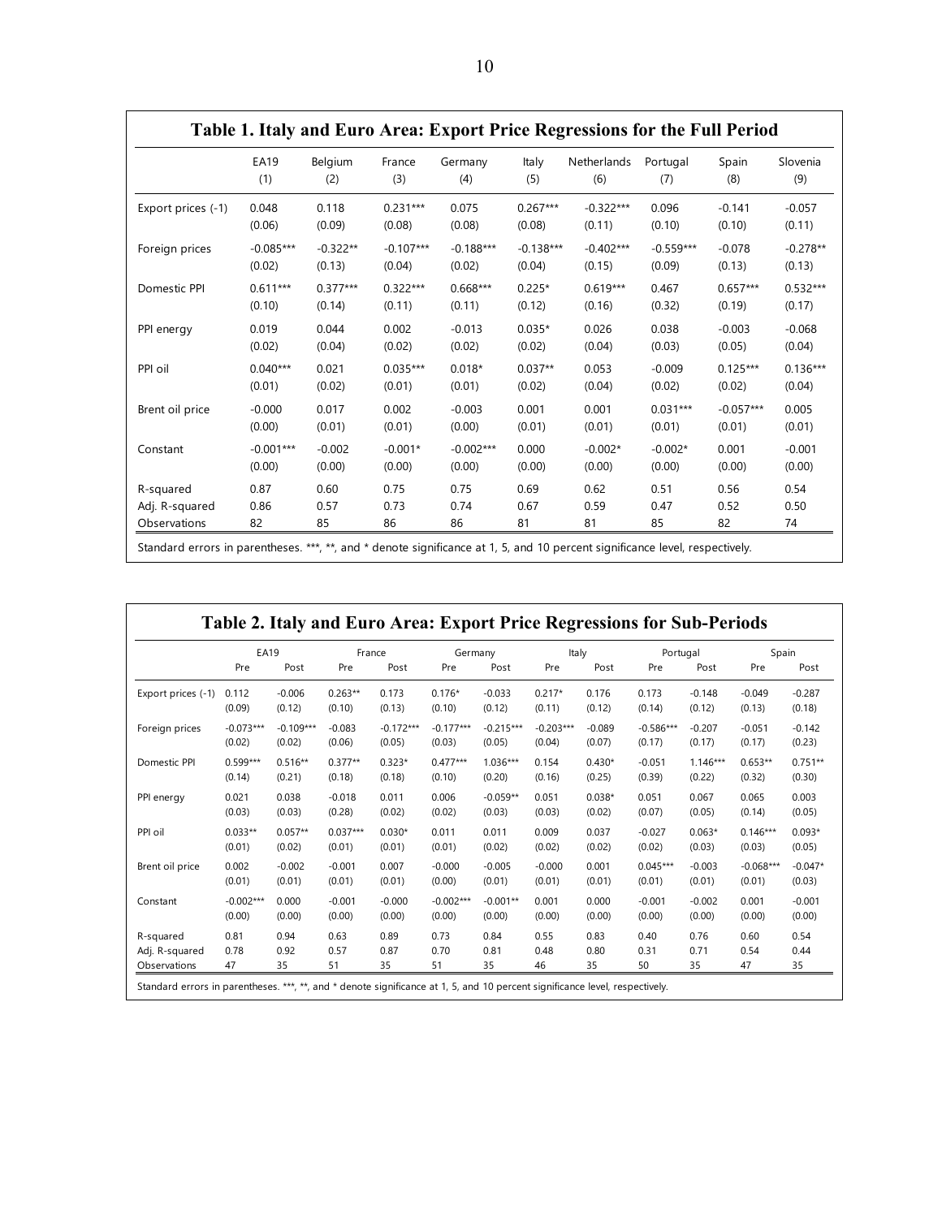**Table 1. Italy and Euro Area: Export Price Regressions for the Full Period**

| | EA19 (1) | Belgium (2) | France (3) | Germany (4) | Italy (5) | Netherlands (6) | Portugal (7) | Spain (8) | Slovenia (9) |
|---|---|---|---|---|---|---|---|---|---|
| Export prices (-1) | 0.048 | 0.118 | 0.231*** | 0.075 | 0.267*** | -0.322*** | 0.096 | -0.141 | -0.057 |
| | (0.06) | (0.09) | (0.08) | (0.08) | (0.08) | (0.11) | (0.10) | (0.10) | (0.11) |
| Foreign prices | -0.085*** | -0.322** | -0.107*** | -0.188*** | -0.138*** | -0.402*** | -0.559*** | -0.078 | -0.278** |
| | (0.02) | (0.13) | (0.04) | (0.02) | (0.04) | (0.15) | (0.09) | (0.13) | (0.13) |
| Domestic PPI | 0.611*** | 0.377*** | 0.322*** | 0.668*** | 0.225* | 0.619*** | 0.467 | 0.657*** | 0.532*** |
| | (0.10) | (0.14) | (0.11) | (0.11) | (0.12) | (0.16) | (0.32) | (0.19) | (0.17) |
| PPI energy | 0.019 | 0.044 | 0.002 | -0.013 | 0.035* | 0.026 | 0.038 | -0.003 | -0.068 |
| | (0.02) | (0.04) | (0.02) | (0.02) | (0.02) | (0.04) | (0.03) | (0.05) | (0.04) |
| PPI oil | 0.040*** | 0.021 | 0.035*** | 0.018* | 0.037** | 0.053 | -0.009 | 0.125*** | 0.136*** |
| | (0.01) | (0.02) | (0.01) | (0.01) | (0.02) | (0.04) | (0.02) | (0.02) | (0.04) |
| Brent oil price | -0.000 | 0.017 | 0.002 | -0.003 | 0.001 | 0.001 | 0.031*** | -0.057*** | 0.005 |
| | (0.00) | (0.01) | (0.01) | (0.00) | (0.01) | (0.01) | (0.01) | (0.01) | (0.01) |
| Constant | -0.001*** | -0.002 | -0.001* | -0.002*** | 0.000 | -0.002* | -0.002* | 0.001 | -0.001 |
| | (0.00) | (0.00) | (0.00) | (0.00) | (0.00) | (0.00) | (0.00) | (0.00) | (0.00) |
| R-squared | 0.87 | 0.60 | 0.75 | 0.75 | 0.69 | 0.62 | 0.51 | 0.56 | 0.54 |
| Adj. R-squared | 0.86 | 0.57 | 0.73 | 0.74 | 0.67 | 0.59 | 0.47 | 0.52 | 0.50 |
| Observations | 82 | 85 | 86 | 86 | 81 | 81 | 85 | 82 | 74 |

Standard errors in parentheses. ***, **, and * denote significance at 1, 5, and 10 percent significance level, respectively.

**Table 2. Italy and Euro Area: Export Price Regressions for Sub-Periods**

| | EA19 | | France | | Germany | | Italy | | Portugal | | Spain | |
|---|---|---|---|---|---|---|---|---|---|---|---|---|
| | Pre | Post | Pre | Post | Pre | Post | Pre | Post | Pre | Post | Pre | Post |
| Export prices (-1) | 0.112 | -0.006 | 0.263** | 0.173 | 0.176* | -0.033 | 0.217* | 0.176 | 0.173 | -0.148 | -0.049 | -0.287 |
| | (0.09) | (0.12) | (0.10) | (0.13) | (0.10) | (0.12) | (0.11) | (0.12) | (0.14) | (0.12) | (0.13) | (0.18) |
| Foreign prices | -0.073*** | -0.109*** | -0.083 | -0.172*** | -0.177*** | -0.215*** | -0.203*** | -0.089 | -0.586*** | -0.207 | -0.051 | -0.142 |
| | (0.02) | (0.02) | (0.06) | (0.05) | (0.03) | (0.05) | (0.04) | (0.07) | (0.17) | (0.17) | (0.17) | (0.23) |
| Domestic PPI | 0.599*** | 0.516** | 0.377** | 0.323* | 0.477*** | 1.036*** | 0.154 | 0.430* | -0.051 | 1.146*** | 0.653** | 0.751** |
| | (0.14) | (0.21) | (0.18) | (0.18) | (0.10) | (0.20) | (0.16) | (0.25) | (0.39) | (0.22) | (0.32) | (0.30) |
| PPI energy | 0.021 | 0.038 | -0.018 | 0.011 | 0.006 | -0.059** | 0.051 | 0.038* | 0.051 | 0.067 | 0.065 | 0.003 |
| | (0.03) | (0.03) | (0.28) | (0.02) | (0.02) | (0.03) | (0.03) | (0.02) | (0.07) | (0.05) | (0.14) | (0.05) |
| PPI oil | 0.033** | 0.057** | 0.037*** | 0.030* | 0.011 | 0.011 | 0.009 | 0.037 | -0.027 | 0.063* | 0.146*** | 0.093* |
| | (0.01) | (0.02) | (0.01) | (0.01) | (0.01) | (0.02) | (0.02) | (0.02) | (0.02) | (0.03) | (0.03) | (0.05) |
| Brent oil price | 0.002 | -0.002 | -0.001 | 0.007 | -0.000 | -0.005 | -0.000 | 0.001 | 0.045*** | -0.003 | -0.068*** | -0.047* |
| | (0.01) | (0.01) | (0.01) | (0.01) | (0.00) | (0.01) | (0.01) | (0.01) | (0.01) | (0.01) | (0.01) | (0.03) |
| Constant | -0.002*** | 0.000 | -0.001 | -0.000 | -0.002*** | -0.001** | 0.001 | 0.000 | -0.001 | -0.002 | 0.001 | -0.001 |
| | (0.00) | (0.00) | (0.00) | (0.00) | (0.00) | (0.00) | (0.00) | (0.00) | (0.00) | (0.00) | (0.00) | (0.00) |
| R-squared | 0.81 | 0.94 | 0.63 | 0.89 | 0.73 | 0.84 | 0.55 | 0.83 | 0.40 | 0.76 | 0.60 | 0.54 |
| Adj. R-squared | 0.78 | 0.92 | 0.57 | 0.87 | 0.70 | 0.81 | 0.48 | 0.80 | 0.31 | 0.71 | 0.54 | 0.44 |
| Observations | 47 | 35 | 51 | 35 | 51 | 35 | 46 | 35 | 50 | 35 | 47 | 35 |

Standard errors in parentheses. ***, **, and * denote significance at 1, 5, and 10 percent significance level, respectively.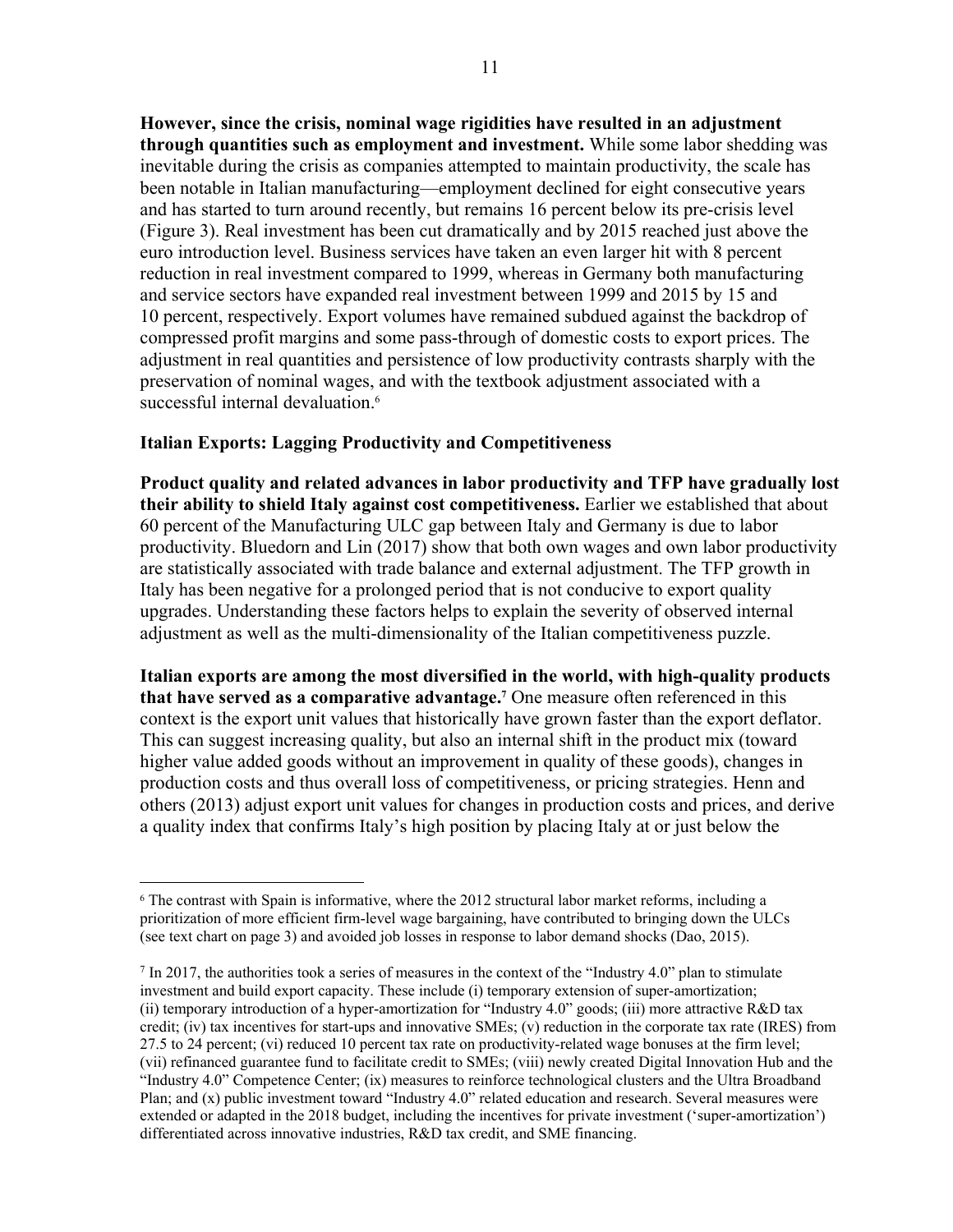**However, since the crisis, nominal wage rigidities have resulted in an adjustment through quantities such as employment and investment.** While some labor shedding was inevitable during the crisis as companies attempted to maintain productivity, the scale has been notable in Italian manufacturing—employment declined for eight consecutive years and has started to turn around recently, but remains 16 percent below its pre-crisis level (Figure 3). Real investment has been cut dramatically and by 2015 reached just above the euro introduction level. Business services have taken an even larger hit with 8 percent reduction in real investment compared to 1999, whereas in Germany both manufacturing and service sectors have expanded real investment between 1999 and 2015 by 15 and 10 percent, respectively. Export volumes have remained subdued against the backdrop of compressed profit margins and some pass-through of domestic costs to export prices. The adjustment in real quantities and persistence of low productivity contrasts sharply with the preservation of nominal wages, and with the textbook adjustment associated with a successful internal devaluation.[6]

### Italian Exports: Lagging Productivity and Competitiveness

**Product quality and related advances in labor productivity and TFP have gradually lost their ability to shield Italy against cost competitiveness.** Earlier we established that about 60 percent of the Manufacturing ULC gap between Italy and Germany is due to labor productivity. Bluedorn and Lin (2017) show that both own wages and own labor productivity are statistically associated with trade balance and external adjustment. The TFP growth in Italy has been negative for a prolonged period that is not conducive to export quality upgrades. Understanding these factors helps to explain the severity of observed internal adjustment as well as the multi-dimensionality of the Italian competitiveness puzzle.

**Italian exports are among the most diversified in the world, with high-quality products that have served as a comparative advantage.**[7] One measure often referenced in this context is the export unit values that historically have grown faster than the export deflator. This can suggest increasing quality, but also an internal shift in the product mix (toward higher value added goods without an improvement in quality of these goods), changes in production costs and thus overall loss of competitiveness, or pricing strategies. Henn and others (2013) adjust export unit values for changes in production costs and prices, and derive a quality index that confirms Italy's high position by placing Italy at or just below the

---

[6] The contrast with Spain is informative, where the 2012 structural labor market reforms, including a prioritization of more efficient firm-level wage bargaining, have contributed to bringing down the ULCs (see text chart on page 3) and avoided job losses in response to labor demand shocks (Dao, 2015).

[7] In 2017, the authorities took a series of measures in the context of the "Industry 4.0" plan to stimulate investment and build export capacity. These include (i) temporary extension of super-amortization; (ii) temporary introduction of a hyper-amortization for "Industry 4.0" goods; (iii) more attractive R&D tax credit; (iv) tax incentives for start-ups and innovative SMEs; (v) reduction in the corporate tax rate (IRES) from 27.5 to 24 percent; (vi) reduced 10 percent tax rate on productivity-related wage bonuses at the firm level; (vii) refinanced guarantee fund to facilitate credit to SMEs; (viii) newly created Digital Innovation Hub and the "Industry 4.0" Competence Center; (ix) measures to reinforce technological clusters and the Ultra Broadband Plan; and (x) public investment toward "Industry 4.0" related education and research. Several measures were extended or adapted in the 2018 budget, including the incentives for private investment ('super-amortization') differentiated across innovative industries, R&D tax credit, and SME financing.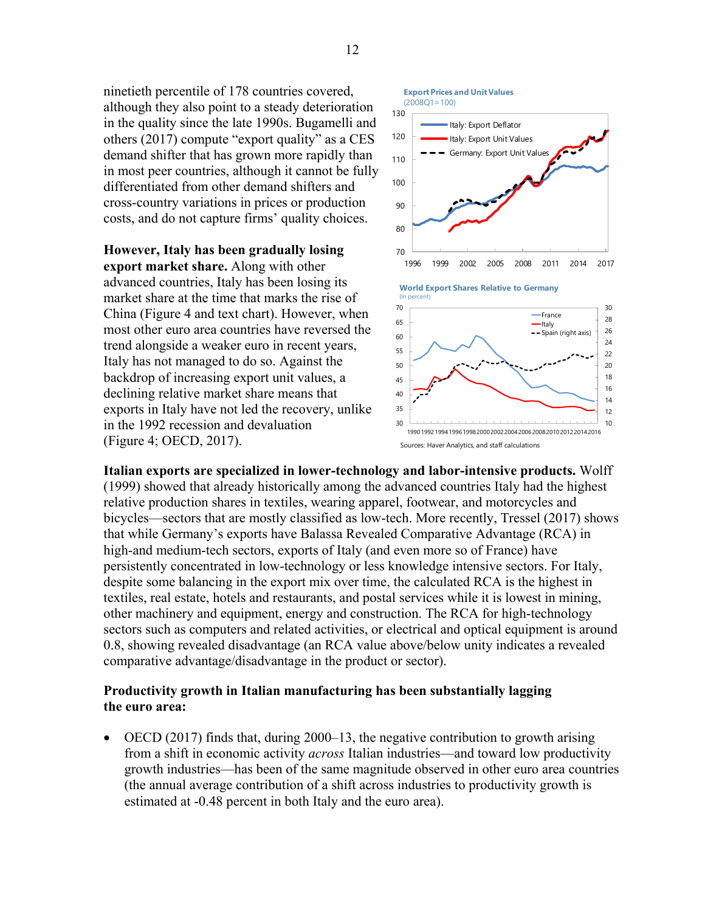ninetieth percentile of 178 countries covered, although they also point to a steady deterioration in the quality since the late 1990s. Bugamelli and others (2017) compute "export quality" as a CES demand shifter that has grown more rapidly than in most peer countries, although it cannot be fully differentiated from other demand shifters and cross-country variations in prices or production costs, and do not capture firms' quality choices.

**However, Italy has been gradually losing export market share.** Along with other advanced countries, Italy has been losing its market share at the time that marks the rise of China (Figure 4 and text chart). However, when most other euro area countries have reversed the trend alongside a weaker euro in recent years, Italy has not managed to do so. Against the backdrop of increasing export unit values, a declining relative market share means that exports in Italy have not led the recovery, unlike in the 1992 recession and devaluation (Figure 4; OECD, 2017).

**Export Prices and Unit Values**
(2008Q1=100)

**World Export Shares Relative to Germany**
(In percent)

Sources: Haver Analytics, and staff calculations

**Italian exports are specialized in lower-technology and labor-intensive products.** Wolff (1999) showed that already historically among the advanced countries Italy had the highest relative production shares in textiles, wearing apparel, footwear, and motorcycles and bicycles—sectors that are mostly classified as low-tech. More recently, Tressel (2017) shows that while Germany's exports have Balassa Revealed Comparative Advantage (RCA) in high-and medium-tech sectors, exports of Italy (and even more so of France) have persistently concentrated in low-technology or less knowledge intensive sectors. For Italy, despite some balancing in the export mix over time, the calculated RCA is the highest in textiles, real estate, hotels and restaurants, and postal services while it is lowest in mining, other machinery and equipment, energy and construction. The RCA for high-technology sectors such as computers and related activities, or electrical and optical equipment is around 0.8, showing revealed disadvantage (an RCA value above/below unity indicates a revealed comparative advantage/disadvantage in the product or sector).

**Productivity growth in Italian manufacturing has been substantially lagging the euro area:**

- OECD (2017) finds that, during 2000–13, the negative contribution to growth arising from a shift in economic activity *across* Italian industries—and toward low productivity growth industries—has been of the same magnitude observed in other euro area countries (the annual average contribution of a shift across industries to productivity growth is estimated at -0.48 percent in both Italy and the euro area).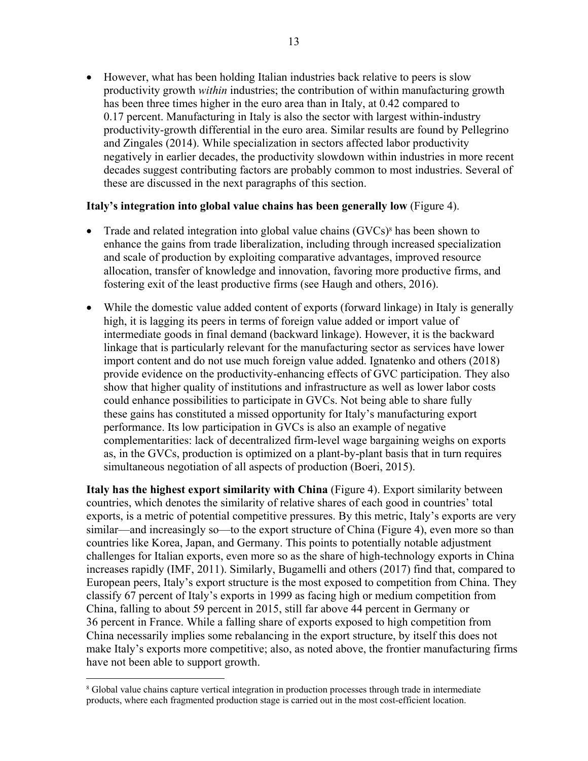- However, what has been holding Italian industries back relative to peers is slow productivity growth *within* industries; the contribution of within manufacturing growth has been three times higher in the euro area than in Italy, at 0.42 compared to 0.17 percent. Manufacturing in Italy is also the sector with largest within-industry productivity-growth differential in the euro area. Similar results are found by Pellegrino and Zingales (2014). While specialization in sectors affected labor productivity negatively in earlier decades, the productivity slowdown within industries in more recent decades suggest contributing factors are probably common to most industries. Several of these are discussed in the next paragraphs of this section.

**Italy's integration into global value chains has been generally low** (Figure 4).

- Trade and related integration into global value chains (GVCs)[8] has been shown to enhance the gains from trade liberalization, including through increased specialization and scale of production by exploiting comparative advantages, improved resource allocation, transfer of knowledge and innovation, favoring more productive firms, and fostering exit of the least productive firms (see Haugh and others, 2016).
- While the domestic value added content of exports (forward linkage) in Italy is generally high, it is lagging its peers in terms of foreign value added or import value of intermediate goods in final demand (backward linkage). However, it is the backward linkage that is particularly relevant for the manufacturing sector as services have lower import content and do not use much foreign value added. Ignatenko and others (2018) provide evidence on the productivity-enhancing effects of GVC participation. They also show that higher quality of institutions and infrastructure as well as lower labor costs could enhance possibilities to participate in GVCs. Not being able to share fully these gains has constituted a missed opportunity for Italy's manufacturing export performance. Its low participation in GVCs is also an example of negative complementarities: lack of decentralized firm-level wage bargaining weighs on exports as, in the GVCs, production is optimized on a plant-by-plant basis that in turn requires simultaneous negotiation of all aspects of production (Boeri, 2015).

**Italy has the highest export similarity with China** (Figure 4). Export similarity between countries, which denotes the similarity of relative shares of each good in countries' total exports, is a metric of potential competitive pressures. By this metric, Italy's exports are very similar—and increasingly so—to the export structure of China (Figure 4), even more so than countries like Korea, Japan, and Germany. This points to potentially notable adjustment challenges for Italian exports, even more so as the share of high-technology exports in China increases rapidly (IMF, 2011). Similarly, Bugamelli and others (2017) find that, compared to European peers, Italy's export structure is the most exposed to competition from China. They classify 67 percent of Italy's exports in 1999 as facing high or medium competition from China, falling to about 59 percent in 2015, still far above 44 percent in Germany or 36 percent in France. While a falling share of exports exposed to high competition from China necessarily implies some rebalancing in the export structure, by itself this does not make Italy's exports more competitive; also, as noted above, the frontier manufacturing firms have not been able to support growth.

[8] Global value chains capture vertical integration in production processes through trade in intermediate products, where each fragmented production stage is carried out in the most cost-efficient location.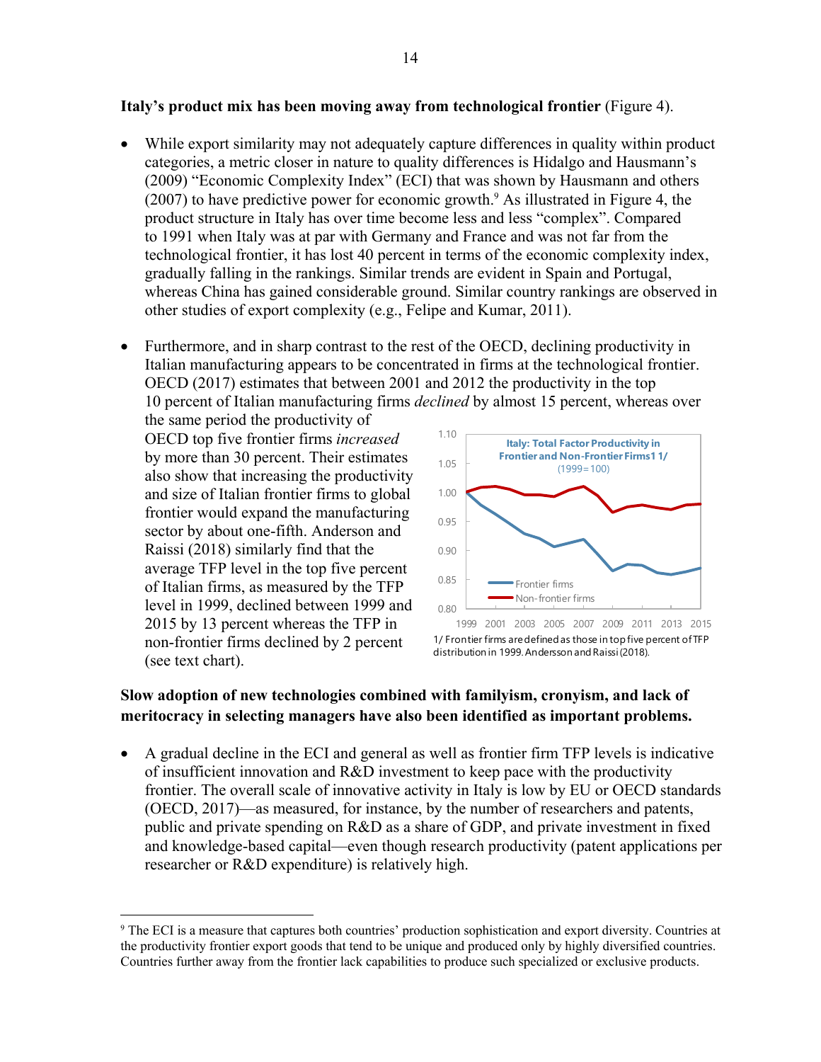**Italy's product mix has been moving away from technological frontier** (Figure 4).

- While export similarity may not adequately capture differences in quality within product categories, a metric closer in nature to quality differences is Hidalgo and Hausmann's (2009) "Economic Complexity Index" (ECI) that was shown by Hausmann and others (2007) to have predictive power for economic growth.[9] As illustrated in Figure 4, the product structure in Italy has over time become less and less "complex". Compared to 1991 when Italy was at par with Germany and France and was not far from the technological frontier, it has lost 40 percent in terms of the economic complexity index, gradually falling in the rankings. Similar trends are evident in Spain and Portugal, whereas China has gained considerable ground. Similar country rankings are observed in other studies of export complexity (e.g., Felipe and Kumar, 2011).

- Furthermore, and in sharp contrast to the rest of the OECD, declining productivity in Italian manufacturing appears to be concentrated in firms at the technological frontier. OECD (2017) estimates that between 2001 and 2012 the productivity in the top 10 percent of Italian manufacturing firms *declined* by almost 15 percent, whereas over the same period the productivity of OECD top five frontier firms *increased* by more than 30 percent. Their estimates also show that increasing the productivity and size of Italian frontier firms to global frontier would expand the manufacturing sector by about one-fifth. Anderson and Raissi (2018) similarly find that the average TFP level in the top five percent of Italian firms, as measured by the TFP level in 1999, declined between 1999 and 2015 by 13 percent whereas the TFP in non-frontier firms declined by 2 percent (see text chart).

Italy: Total Factor Productivity in Frontier and Non-Frontier Firms1 1/ (1999=100)

1/ Frontier firms are defined as those in top five percent of TFP distribution in 1999. Andersson and Raissi (2018).

**Slow adoption of new technologies combined with familyism, cronyism, and lack of meritocracy in selecting managers have also been identified as important problems.**

- A gradual decline in the ECI and general as well as frontier firm TFP levels is indicative of insufficient innovation and R&D investment to keep pace with the productivity frontier. The overall scale of innovative activity in Italy is low by EU or OECD standards (OECD, 2017)—as measured, for instance, by the number of researchers and patents, public and private spending on R&D as a share of GDP, and private investment in fixed and knowledge-based capital—even though research productivity (patent applications per researcher or R&D expenditure) is relatively high.

[9] The ECI is a measure that captures both countries' production sophistication and export diversity. Countries at the productivity frontier export goods that tend to be unique and produced only by highly diversified countries. Countries further away from the frontier lack capabilities to produce such specialized or exclusive products.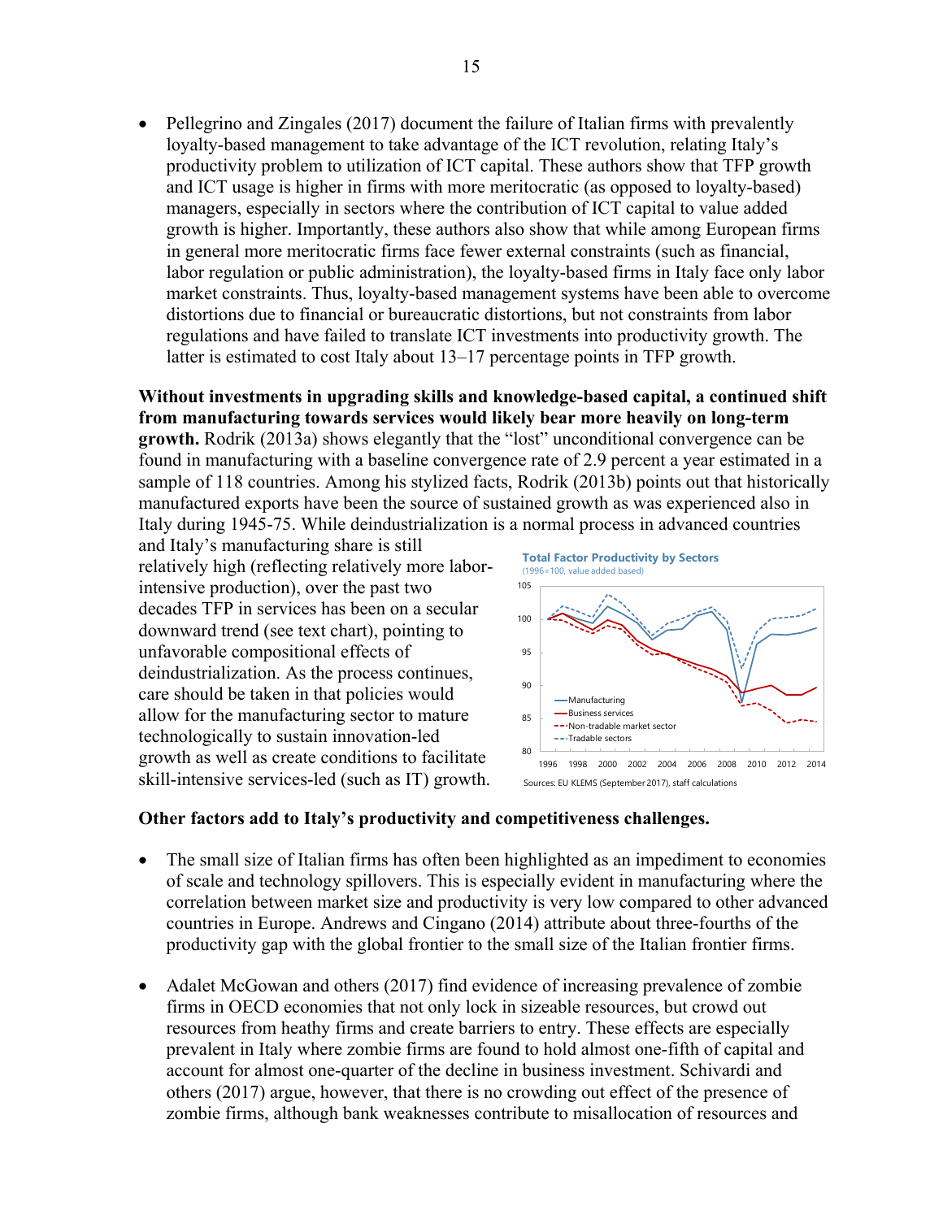- Pellegrino and Zingales (2017) document the failure of Italian firms with prevalently loyalty-based management to take advantage of the ICT revolution, relating Italy's productivity problem to utilization of ICT capital. These authors show that TFP growth and ICT usage is higher in firms with more meritocratic (as opposed to loyalty-based) managers, especially in sectors where the contribution of ICT capital to value added growth is higher. Importantly, these authors also show that while among European firms in general more meritocratic firms face fewer external constraints (such as financial, labor regulation or public administration), the loyalty-based firms in Italy face only labor market constraints. Thus, loyalty-based management systems have been able to overcome distortions due to financial or bureaucratic distortions, but not constraints from labor regulations and have failed to translate ICT investments into productivity growth. The latter is estimated to cost Italy about 13–17 percentage points in TFP growth.

**Without investments in upgrading skills and knowledge-based capital, a continued shift from manufacturing towards services would likely bear more heavily on long-term growth.** Rodrik (2013a) shows elegantly that the "lost" unconditional convergence can be found in manufacturing with a baseline convergence rate of 2.9 percent a year estimated in a sample of 118 countries. Among his stylized facts, Rodrik (2013b) points out that historically manufactured exports have been the source of sustained growth as was experienced also in Italy during 1945-75. While deindustrialization is a normal process in advanced countries and Italy's manufacturing share is still relatively high (reflecting relatively more labor-intensive production), over the past two decades TFP in services has been on a secular downward trend (see text chart), pointing to unfavorable compositional effects of deindustrialization. As the process continues, care should be taken in that policies would allow for the manufacturing sector to mature technologically to sustain innovation-led growth as well as create conditions to facilitate skill-intensive services-led (such as IT) growth.

**Total Factor Productivity by Sectors**
(1996=100, value added based)

Sources: EU KLEMS (September 2017), staff calculations

**Other factors add to Italy's productivity and competitiveness challenges.**

- The small size of Italian firms has often been highlighted as an impediment to economies of scale and technology spillovers. This is especially evident in manufacturing where the correlation between market size and productivity is very low compared to other advanced countries in Europe. Andrews and Cingano (2014) attribute about three-fourths of the productivity gap with the global frontier to the small size of the Italian frontier firms.

- Adalet McGowan and others (2017) find evidence of increasing prevalence of zombie firms in OECD economies that not only lock in sizeable resources, but crowd out resources from heathy firms and create barriers to entry. These effects are especially prevalent in Italy where zombie firms are found to hold almost one-fifth of capital and account for almost one-quarter of the decline in business investment. Schivardi and others (2017) argue, however, that there is no crowding out effect of the presence of zombie firms, although bank weaknesses contribute to misallocation of resources and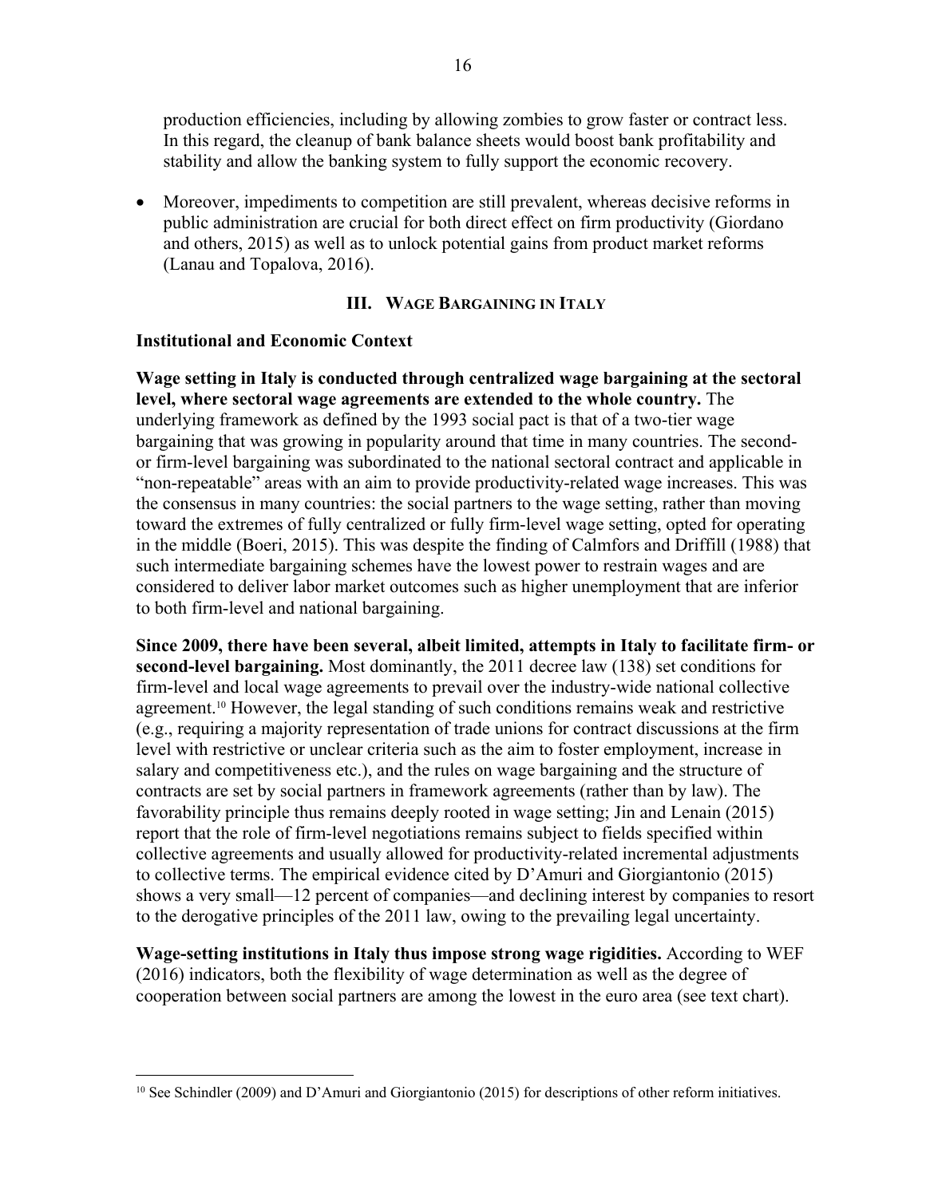production efficiencies, including by allowing zombies to grow faster or contract less. In this regard, the cleanup of bank balance sheets would boost bank profitability and stability and allow the banking system to fully support the economic recovery.

- Moreover, impediments to competition are still prevalent, whereas decisive reforms in public administration are crucial for both direct effect on firm productivity (Giordano and others, 2015) as well as to unlock potential gains from product market reforms (Lanau and Topalova, 2016).

## III. WAGE BARGAINING IN ITALY

### Institutional and Economic Context

**Wage setting in Italy is conducted through centralized wage bargaining at the sectoral level, where sectoral wage agreements are extended to the whole country.** The underlying framework as defined by the 1993 social pact is that of a two-tier wage bargaining that was growing in popularity around that time in many countries. The second- or firm-level bargaining was subordinated to the national sectoral contract and applicable in "non-repeatable" areas with an aim to provide productivity-related wage increases. This was the consensus in many countries: the social partners to the wage setting, rather than moving toward the extremes of fully centralized or fully firm-level wage setting, opted for operating in the middle (Boeri, 2015). This was despite the finding of Calmfors and Driffill (1988) that such intermediate bargaining schemes have the lowest power to restrain wages and are considered to deliver labor market outcomes such as higher unemployment that are inferior to both firm-level and national bargaining.

**Since 2009, there have been several, albeit limited, attempts in Italy to facilitate firm- or second-level bargaining.** Most dominantly, the 2011 decree law (138) set conditions for firm-level and local wage agreements to prevail over the industry-wide national collective agreement.[10] However, the legal standing of such conditions remains weak and restrictive (e.g., requiring a majority representation of trade unions for contract discussions at the firm level with restrictive or unclear criteria such as the aim to foster employment, increase in salary and competitiveness etc.), and the rules on wage bargaining and the structure of contracts are set by social partners in framework agreements (rather than by law). The favorability principle thus remains deeply rooted in wage setting; Jin and Lenain (2015) report that the role of firm-level negotiations remains subject to fields specified within collective agreements and usually allowed for productivity-related incremental adjustments to collective terms. The empirical evidence cited by D'Amuri and Giorgiantonio (2015) shows a very small—12 percent of companies—and declining interest by companies to resort to the derogative principles of the 2011 law, owing to the prevailing legal uncertainty.

**Wage-setting institutions in Italy thus impose strong wage rigidities.** According to WEF (2016) indicators, both the flexibility of wage determination as well as the degree of cooperation between social partners are among the lowest in the euro area (see text chart).

[10] See Schindler (2009) and D'Amuri and Giorgiantonio (2015) for descriptions of other reform initiatives.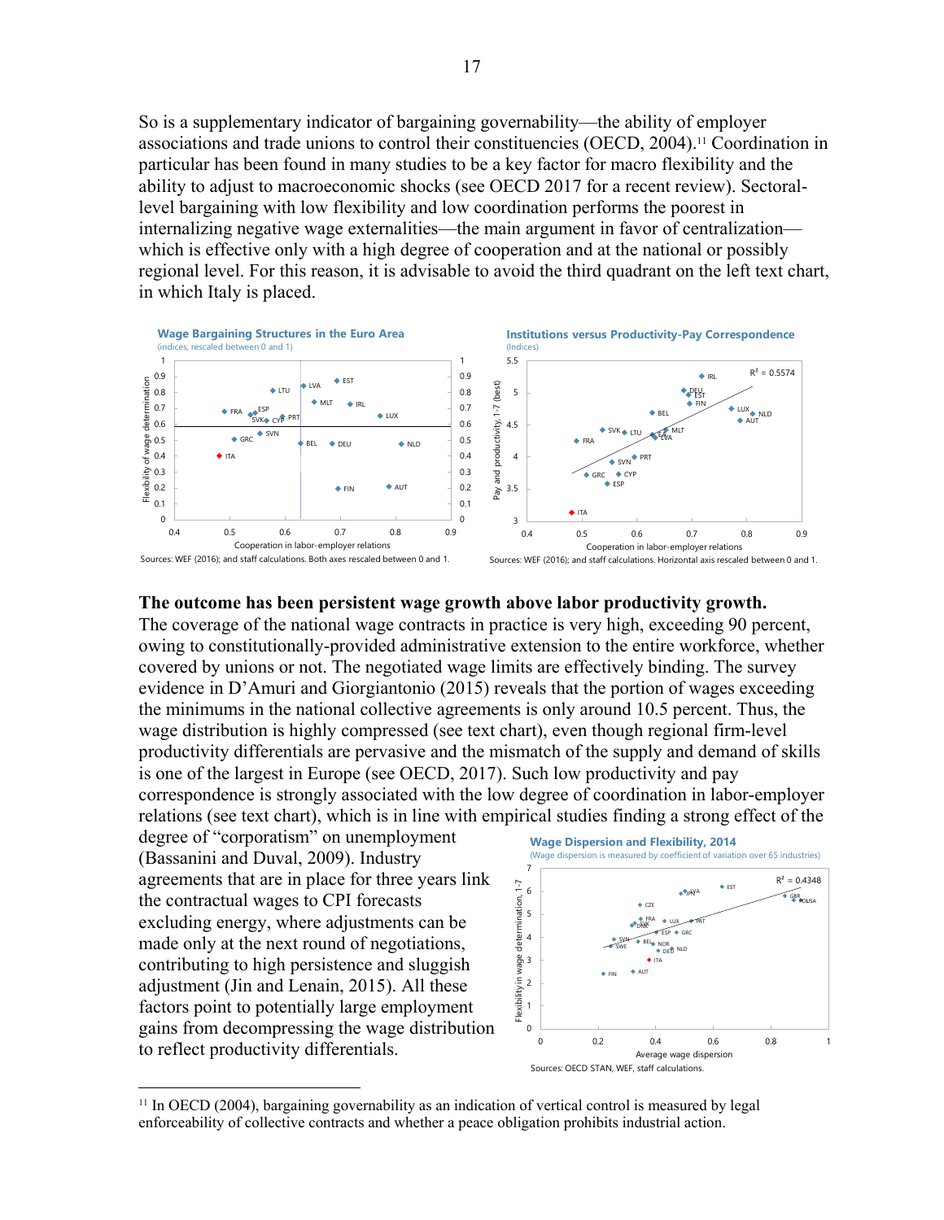So is a supplementary indicator of bargaining governability—the ability of employer associations and trade unions to control their constituencies (OECD, 2004).[11] Coordination in particular has been found in many studies to be a key factor for macro flexibility and the ability to adjust to macroeconomic shocks (see OECD 2017 for a recent review). Sectoral-level bargaining with low flexibility and low coordination performs the poorest in internalizing negative wage externalities—the main argument in favor of centralization—which is effective only with a high degree of cooperation and at the national or possibly regional level. For this reason, it is advisable to avoid the third quadrant on the left text chart, in which Italy is placed.

**Wage Bargaining Structures in the Euro Area**
(indices, rescaled between 0 and 1)

Sources: WEF (2016); and staff calculations. Both axes rescaled between 0 and 1.

**Institutions versus Productivity-Pay Correspondence**
(Indices)

Sources: WEF (2016); and staff calculations. Horizontal axis rescaled between 0 and 1.

**The outcome has been persistent wage growth above labor productivity growth.** The coverage of the national wage contracts in practice is very high, exceeding 90 percent, owing to constitutionally-provided administrative extension to the entire workforce, whether covered by unions or not. The negotiated wage limits are effectively binding. The survey evidence in D'Amuri and Giorgiantonio (2015) reveals that the portion of wages exceeding the minimums in the national collective agreements is only around 10.5 percent. Thus, the wage distribution is highly compressed (see text chart), even though regional firm-level productivity differentials are pervasive and the mismatch of the supply and demand of skills is one of the largest in Europe (see OECD, 2017). Such low productivity and pay correspondence is strongly associated with the low degree of coordination in labor-employer relations (see text chart), which is in line with empirical studies finding a strong effect of the degree of "corporatism" on unemployment (Bassanini and Duval, 2009). Industry agreements that are in place for three years link the contractual wages to CPI forecasts excluding energy, where adjustments can be made only at the next round of negotiations, contributing to high persistence and sluggish adjustment (Jin and Lenain, 2015). All these factors point to potentially large employment gains from decompressing the wage distribution to reflect productivity differentials.

**Wage Dispersion and Flexibility, 2014**
(Wage dispersion is measured by coefficient of variation over 65 industries)

Sources: OECD STAN, WEF, staff calculations.

[11] In OECD (2004), bargaining governability as an indication of vertical control is measured by legal enforceability of collective contracts and whether a peace obligation prohibits industrial action.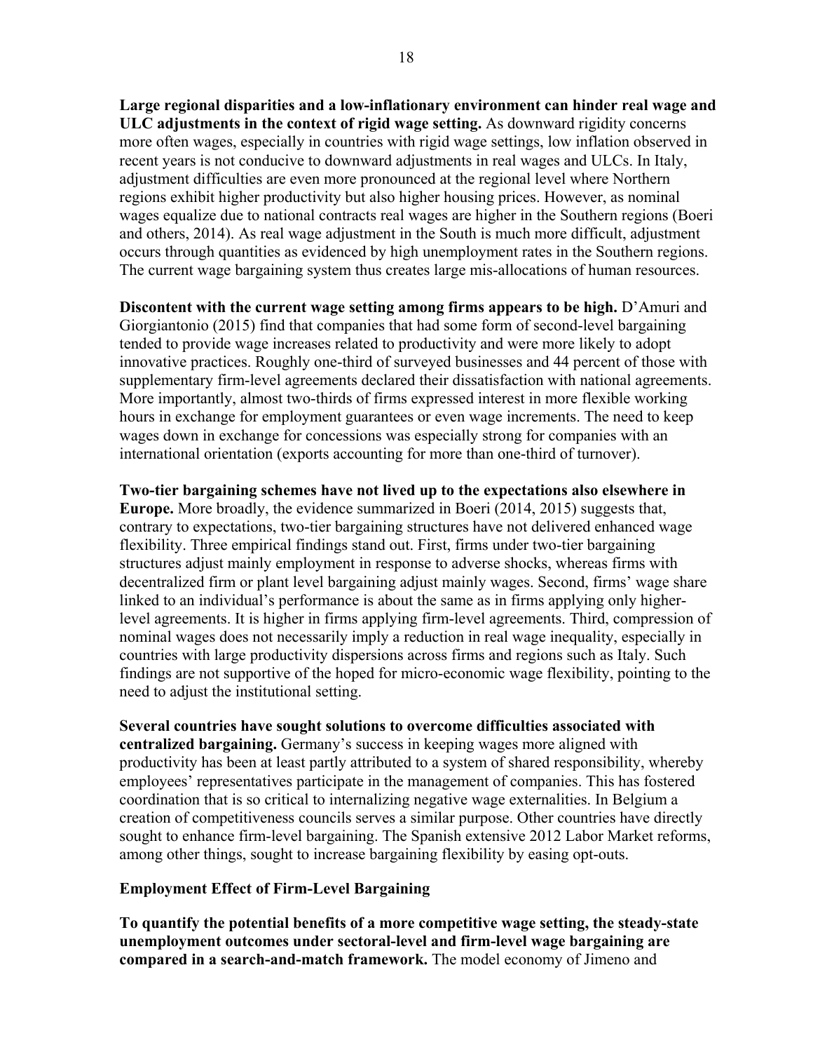**Large regional disparities and a low-inflationary environment can hinder real wage and ULC adjustments in the context of rigid wage setting.** As downward rigidity concerns more often wages, especially in countries with rigid wage settings, low inflation observed in recent years is not conducive to downward adjustments in real wages and ULCs. In Italy, adjustment difficulties are even more pronounced at the regional level where Northern regions exhibit higher productivity but also higher housing prices. However, as nominal wages equalize due to national contracts real wages are higher in the Southern regions (Boeri and others, 2014). As real wage adjustment in the South is much more difficult, adjustment occurs through quantities as evidenced by high unemployment rates in the Southern regions. The current wage bargaining system thus creates large mis-allocations of human resources.

**Discontent with the current wage setting among firms appears to be high.** D'Amuri and Giorgiantonio (2015) find that companies that had some form of second-level bargaining tended to provide wage increases related to productivity and were more likely to adopt innovative practices. Roughly one-third of surveyed businesses and 44 percent of those with supplementary firm-level agreements declared their dissatisfaction with national agreements. More importantly, almost two-thirds of firms expressed interest in more flexible working hours in exchange for employment guarantees or even wage increments. The need to keep wages down in exchange for concessions was especially strong for companies with an international orientation (exports accounting for more than one-third of turnover).

**Two-tier bargaining schemes have not lived up to the expectations also elsewhere in Europe.** More broadly, the evidence summarized in Boeri (2014, 2015) suggests that, contrary to expectations, two-tier bargaining structures have not delivered enhanced wage flexibility. Three empirical findings stand out. First, firms under two-tier bargaining structures adjust mainly employment in response to adverse shocks, whereas firms with decentralized firm or plant level bargaining adjust mainly wages. Second, firms' wage share linked to an individual's performance is about the same as in firms applying only higher-level agreements. It is higher in firms applying firm-level agreements. Third, compression of nominal wages does not necessarily imply a reduction in real wage inequality, especially in countries with large productivity dispersions across firms and regions such as Italy. Such findings are not supportive of the hoped for micro-economic wage flexibility, pointing to the need to adjust the institutional setting.

**Several countries have sought solutions to overcome difficulties associated with centralized bargaining.** Germany's success in keeping wages more aligned with productivity has been at least partly attributed to a system of shared responsibility, whereby employees' representatives participate in the management of companies. This has fostered coordination that is so critical to internalizing negative wage externalities. In Belgium a creation of competitiveness councils serves a similar purpose. Other countries have directly sought to enhance firm-level bargaining. The Spanish extensive 2012 Labor Market reforms, among other things, sought to increase bargaining flexibility by easing opt-outs.

### Employment Effect of Firm-Level Bargaining

**To quantify the potential benefits of a more competitive wage setting, the steady-state unemployment outcomes under sectoral-level and firm-level wage bargaining are compared in a search-and-match framework.** The model economy of Jimeno and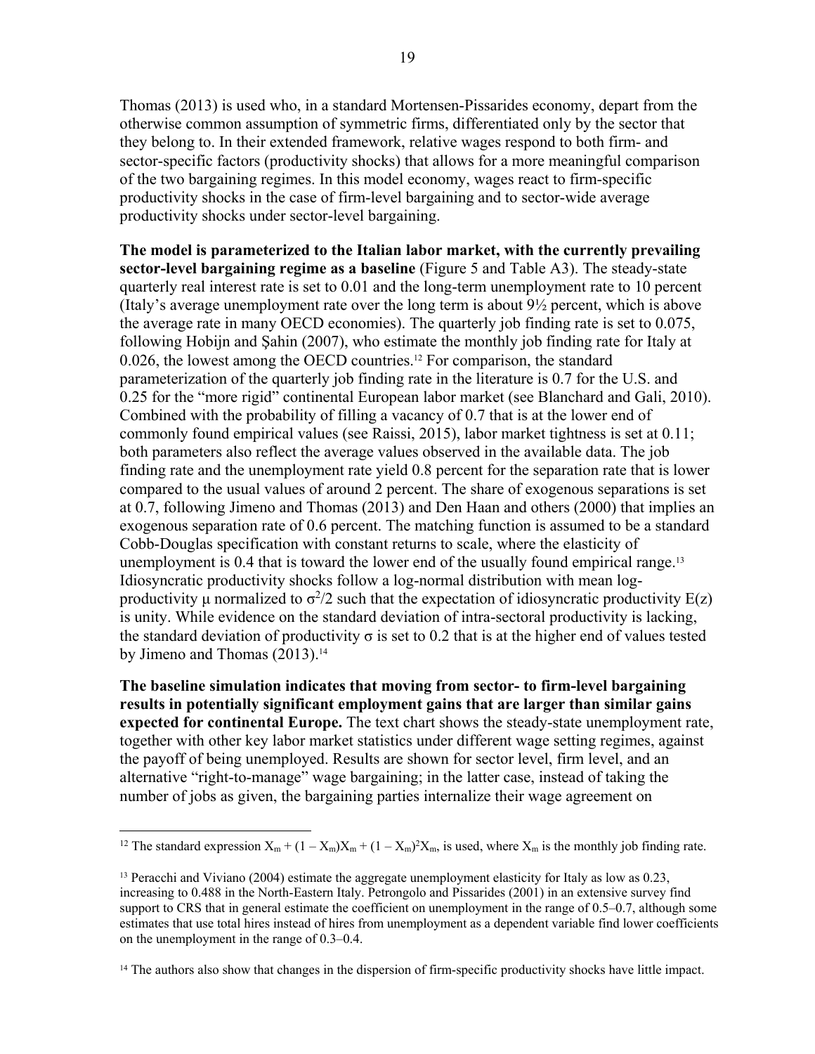Thomas (2013) is used who, in a standard Mortensen-Pissarides economy, depart from the otherwise common assumption of symmetric firms, differentiated only by the sector that they belong to. In their extended framework, relative wages respond to both firm- and sector-specific factors (productivity shocks) that allows for a more meaningful comparison of the two bargaining regimes. In this model economy, wages react to firm-specific productivity shocks in the case of firm-level bargaining and to sector-wide average productivity shocks under sector-level bargaining.

**The model is parameterized to the Italian labor market, with the currently prevailing sector-level bargaining regime as a baseline** (Figure 5 and Table A3). The steady-state quarterly real interest rate is set to 0.01 and the long-term unemployment rate to 10 percent (Italy's average unemployment rate over the long term is about 9½ percent, which is above the average rate in many OECD economies). The quarterly job finding rate is set to 0.075, following Hobijn and Şahin (2007), who estimate the monthly job finding rate for Italy at 0.026, the lowest among the OECD countries.[12] For comparison, the standard parameterization of the quarterly job finding rate in the literature is 0.7 for the U.S. and 0.25 for the "more rigid" continental European labor market (see Blanchard and Gali, 2010). Combined with the probability of filling a vacancy of 0.7 that is at the lower end of commonly found empirical values (see Raissi, 2015), labor market tightness is set at 0.11; both parameters also reflect the average values observed in the available data. The job finding rate and the unemployment rate yield 0.8 percent for the separation rate that is lower compared to the usual values of around 2 percent. The share of exogenous separations is set at 0.7, following Jimeno and Thomas (2013) and Den Haan and others (2000) that implies an exogenous separation rate of 0.6 percent. The matching function is assumed to be a standard Cobb-Douglas specification with constant returns to scale, where the elasticity of unemployment is 0.4 that is toward the lower end of the usually found empirical range.[13] Idiosyncratic productivity shocks follow a log-normal distribution with mean log-productivity μ normalized to $\sigma^2/2$ such that the expectation of idiosyncratic productivity $E(z)$ is unity. While evidence on the standard deviation of intra-sectoral productivity is lacking, the standard deviation of productivity σ is set to 0.2 that is at the higher end of values tested by Jimeno and Thomas (2013).[14]

**The baseline simulation indicates that moving from sector- to firm-level bargaining results in potentially significant employment gains that are larger than similar gains expected for continental Europe.** The text chart shows the steady-state unemployment rate, together with other key labor market statistics under different wage setting regimes, against the payoff of being unemployed. Results are shown for sector level, firm level, and an alternative "right-to-manage" wage bargaining; in the latter case, instead of taking the number of jobs as given, the bargaining parties internalize their wage agreement on

---

[12] The standard expression $X_m + (1 - X_m)X_m + (1 - X_m)^2X_m$, is used, where $X_m$ is the monthly job finding rate.

[13] Peracchi and Viviano (2004) estimate the aggregate unemployment elasticity for Italy as low as 0.23, increasing to 0.488 in the North-Eastern Italy. Petrongolo and Pissarides (2001) in an extensive survey find support to CRS that in general estimate the coefficient on unemployment in the range of 0.5–0.7, although some estimates that use total hires instead of hires from unemployment as a dependent variable find lower coefficients on the unemployment in the range of 0.3–0.4.

[14] The authors also show that changes in the dispersion of firm-specific productivity shocks have little impact.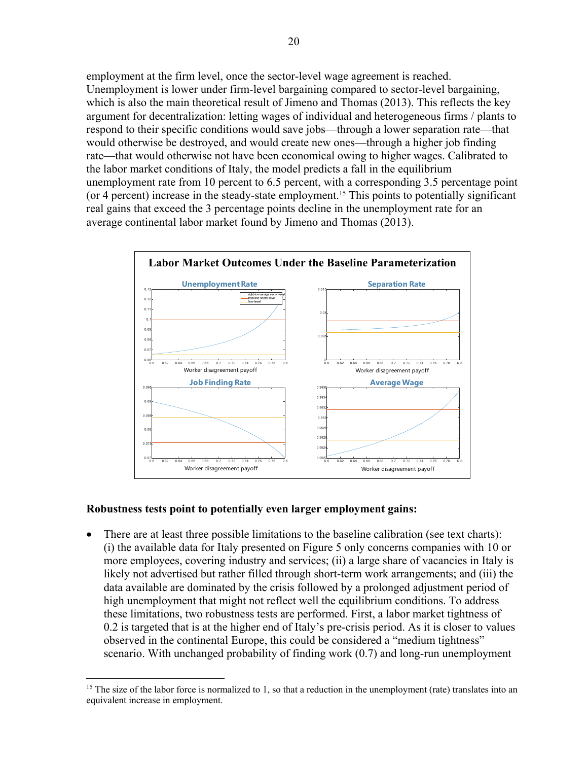employment at the firm level, once the sector-level wage agreement is reached. Unemployment is lower under firm-level bargaining compared to sector-level bargaining, which is also the main theoretical result of Jimeno and Thomas (2013). This reflects the key argument for decentralization: letting wages of individual and heterogeneous firms / plants to respond to their specific conditions would save jobs—through a lower separation rate—that would otherwise be destroyed, and would create new ones—through a higher job finding rate—that would otherwise not have been economical owing to higher wages. Calibrated to the labor market conditions of Italy, the model predicts a fall in the equilibrium unemployment rate from 10 percent to 6.5 percent, with a corresponding 3.5 percentage point (or 4 percent) increase in the steady-state employment.[15] This points to potentially significant real gains that exceed the 3 percentage points decline in the unemployment rate for an average continental labor market found by Jimeno and Thomas (2013).

**Labor Market Outcomes Under the Baseline Parameterization**

**Robustness tests point to potentially even larger employment gains:**

- There are at least three possible limitations to the baseline calibration (see text charts): (i) the available data for Italy presented on Figure 5 only concerns companies with 10 or more employees, covering industry and services; (ii) a large share of vacancies in Italy is likely not advertised but rather filled through short-term work arrangements; and (iii) the data available are dominated by the crisis followed by a prolonged adjustment period of high unemployment that might not reflect well the equilibrium conditions. To address these limitations, two robustness tests are performed. First, a labor market tightness of 0.2 is targeted that is at the higher end of Italy's pre-crisis period. As it is closer to values observed in the continental Europe, this could be considered a "medium tightness" scenario. With unchanged probability of finding work (0.7) and long-run unemployment

[15] The size of the labor force is normalized to 1, so that a reduction in the unemployment (rate) translates into an equivalent increase in employment.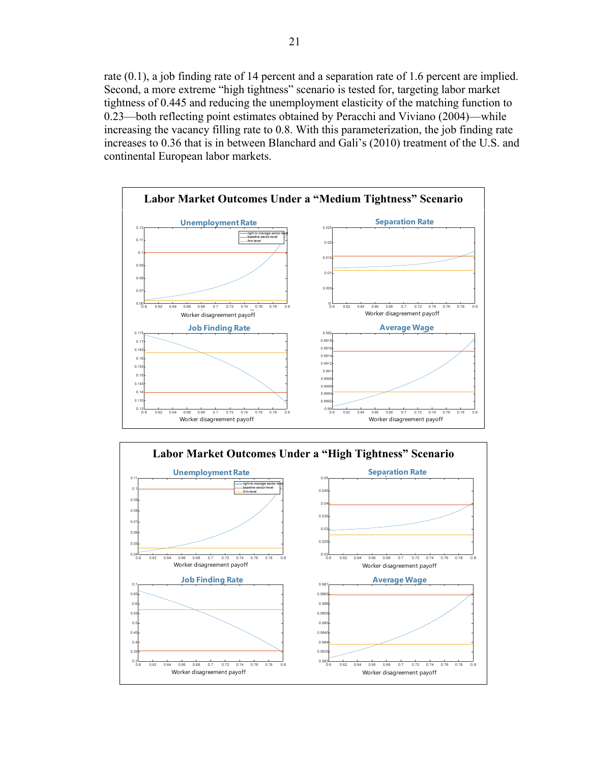rate (0.1), a job finding rate of 14 percent and a separation rate of 1.6 percent are implied. Second, a more extreme "high tightness" scenario is tested for, targeting labor market tightness of 0.445 and reducing the unemployment elasticity of the matching function to 0.23—both reflecting point estimates obtained by Peracchi and Viviano (2004)—while increasing the vacancy filling rate to 0.8. With this parameterization, the job finding rate increases to 0.36 that is in between Blanchard and Gali's (2010) treatment of the U.S. and continental European labor markets.

**Labor Market Outcomes Under a "Medium Tightness" Scenario**

**Labor Market Outcomes Under a "High Tightness" Scenario**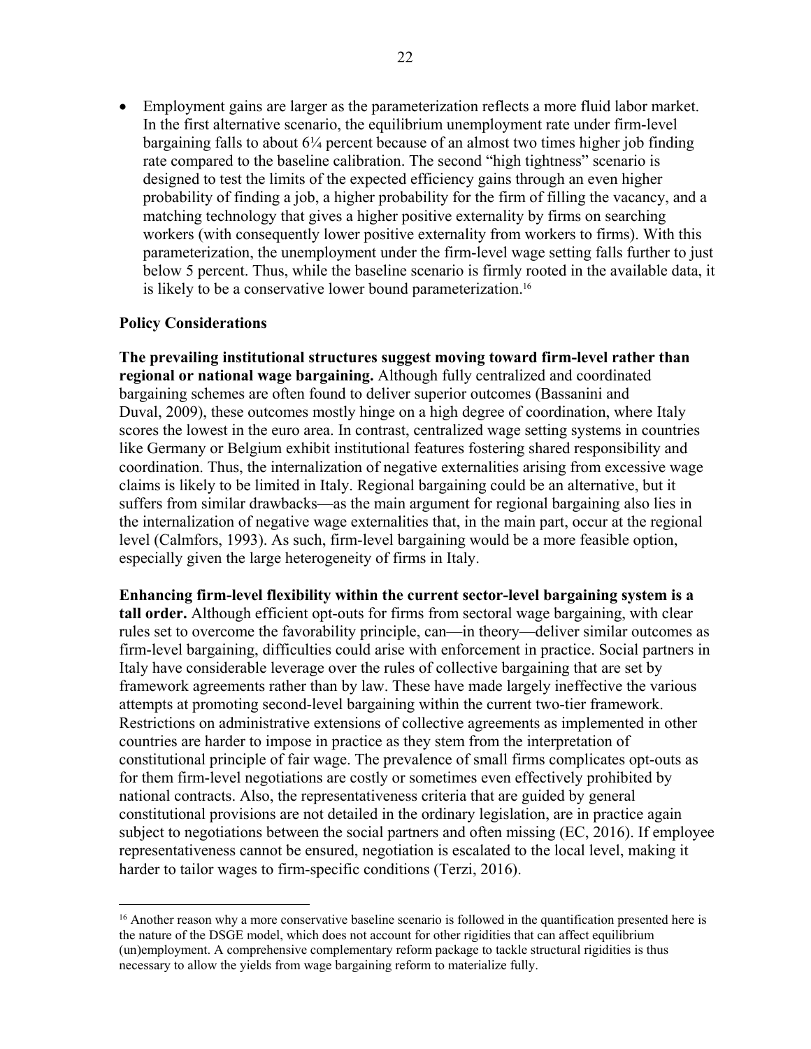- Employment gains are larger as the parameterization reflects a more fluid labor market. In the first alternative scenario, the equilibrium unemployment rate under firm-level bargaining falls to about 6¼ percent because of an almost two times higher job finding rate compared to the baseline calibration. The second "high tightness" scenario is designed to test the limits of the expected efficiency gains through an even higher probability of finding a job, a higher probability for the firm of filling the vacancy, and a matching technology that gives a higher positive externality by firms on searching workers (with consequently lower positive externality from workers to firms). With this parameterization, the unemployment under the firm-level wage setting falls further to just below 5 percent. Thus, while the baseline scenario is firmly rooted in the available data, it is likely to be a conservative lower bound parameterization.[16]

### Policy Considerations

**The prevailing institutional structures suggest moving toward firm-level rather than regional or national wage bargaining.** Although fully centralized and coordinated bargaining schemes are often found to deliver superior outcomes (Bassanini and Duval, 2009), these outcomes mostly hinge on a high degree of coordination, where Italy scores the lowest in the euro area. In contrast, centralized wage setting systems in countries like Germany or Belgium exhibit institutional features fostering shared responsibility and coordination. Thus, the internalization of negative externalities arising from excessive wage claims is likely to be limited in Italy. Regional bargaining could be an alternative, but it suffers from similar drawbacks—as the main argument for regional bargaining also lies in the internalization of negative wage externalities that, in the main part, occur at the regional level (Calmfors, 1993). As such, firm-level bargaining would be a more feasible option, especially given the large heterogeneity of firms in Italy.

**Enhancing firm-level flexibility within the current sector-level bargaining system is a tall order.** Although efficient opt-outs for firms from sectoral wage bargaining, with clear rules set to overcome the favorability principle, can—in theory—deliver similar outcomes as firm-level bargaining, difficulties could arise with enforcement in practice. Social partners in Italy have considerable leverage over the rules of collective bargaining that are set by framework agreements rather than by law. These have made largely ineffective the various attempts at promoting second-level bargaining within the current two-tier framework. Restrictions on administrative extensions of collective agreements as implemented in other countries are harder to impose in practice as they stem from the interpretation of constitutional principle of fair wage. The prevalence of small firms complicates opt-outs as for them firm-level negotiations are costly or sometimes even effectively prohibited by national contracts. Also, the representativeness criteria that are guided by general constitutional provisions are not detailed in the ordinary legislation, are in practice again subject to negotiations between the social partners and often missing (EC, 2016). If employee representativeness cannot be ensured, negotiation is escalated to the local level, making it harder to tailor wages to firm-specific conditions (Terzi, 2016).

[16] Another reason why a more conservative baseline scenario is followed in the quantification presented here is the nature of the DSGE model, which does not account for other rigidities that can affect equilibrium (un)employment. A comprehensive complementary reform package to tackle structural rigidities is thus necessary to allow the yields from wage bargaining reform to materialize fully.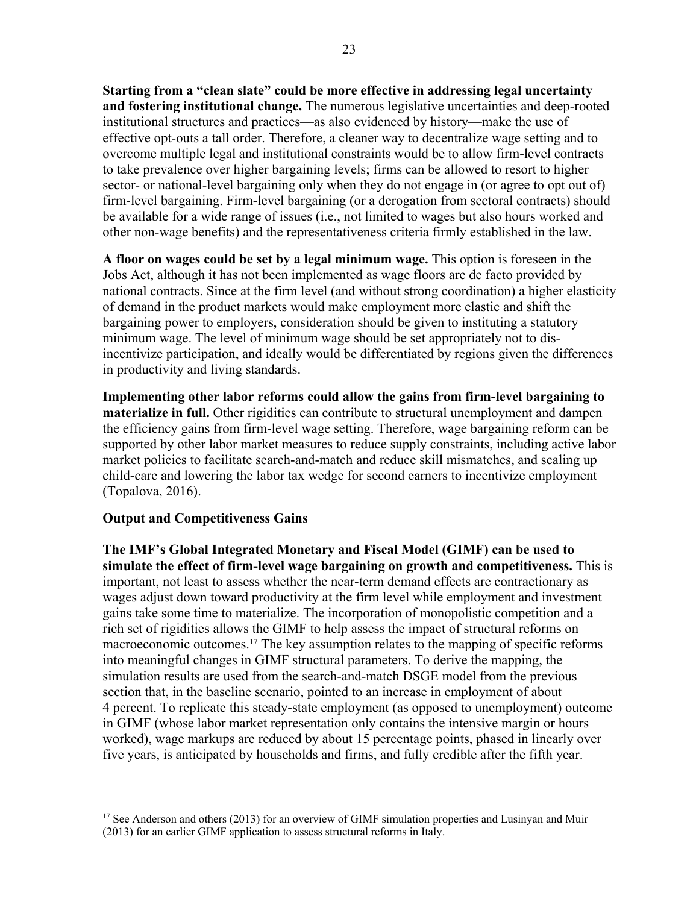**Starting from a "clean slate" could be more effective in addressing legal uncertainty and fostering institutional change.** The numerous legislative uncertainties and deep-rooted institutional structures and practices—as also evidenced by history—make the use of effective opt-outs a tall order. Therefore, a cleaner way to decentralize wage setting and to overcome multiple legal and institutional constraints would be to allow firm-level contracts to take prevalence over higher bargaining levels; firms can be allowed to resort to higher sector- or national-level bargaining only when they do not engage in (or agree to opt out of) firm-level bargaining. Firm-level bargaining (or a derogation from sectoral contracts) should be available for a wide range of issues (i.e., not limited to wages but also hours worked and other non-wage benefits) and the representativeness criteria firmly established in the law.

**A floor on wages could be set by a legal minimum wage.** This option is foreseen in the Jobs Act, although it has not been implemented as wage floors are de facto provided by national contracts. Since at the firm level (and without strong coordination) a higher elasticity of demand in the product markets would make employment more elastic and shift the bargaining power to employers, consideration should be given to instituting a statutory minimum wage. The level of minimum wage should be set appropriately not to dis-incentivize participation, and ideally would be differentiated by regions given the differences in productivity and living standards.

**Implementing other labor reforms could allow the gains from firm-level bargaining to materialize in full.** Other rigidities can contribute to structural unemployment and dampen the efficiency gains from firm-level wage setting. Therefore, wage bargaining reform can be supported by other labor market measures to reduce supply constraints, including active labor market policies to facilitate search-and-match and reduce skill mismatches, and scaling up child-care and lowering the labor tax wedge for second earners to incentivize employment (Topalova, 2016).

### Output and Competitiveness Gains

**The IMF's Global Integrated Monetary and Fiscal Model (GIMF) can be used to simulate the effect of firm-level wage bargaining on growth and competitiveness.** This is important, not least to assess whether the near-term demand effects are contractionary as wages adjust down toward productivity at the firm level while employment and investment gains take some time to materialize. The incorporation of monopolistic competition and a rich set of rigidities allows the GIMF to help assess the impact of structural reforms on macroeconomic outcomes.[17] The key assumption relates to the mapping of specific reforms into meaningful changes in GIMF structural parameters. To derive the mapping, the simulation results are used from the search-and-match DSGE model from the previous section that, in the baseline scenario, pointed to an increase in employment of about 4 percent. To replicate this steady-state employment (as opposed to unemployment) outcome in GIMF (whose labor market representation only contains the intensive margin or hours worked), wage markups are reduced by about 15 percentage points, phased in linearly over five years, is anticipated by households and firms, and fully credible after the fifth year.

---

[17] See Anderson and others (2013) for an overview of GIMF simulation properties and Lusinyan and Muir (2013) for an earlier GIMF application to assess structural reforms in Italy.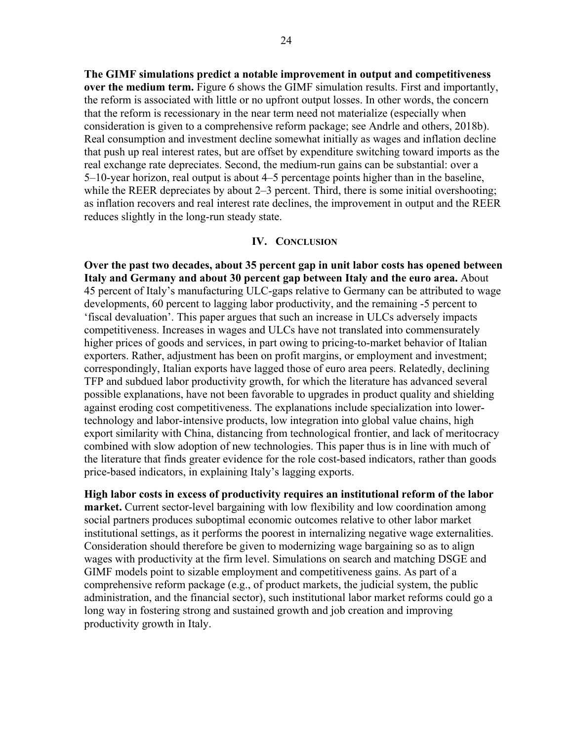**The GIMF simulations predict a notable improvement in output and competitiveness over the medium term.** Figure 6 shows the GIMF simulation results. First and importantly, the reform is associated with little or no upfront output losses. In other words, the concern that the reform is recessionary in the near term need not materialize (especially when consideration is given to a comprehensive reform package; see Andrle and others, 2018b). Real consumption and investment decline somewhat initially as wages and inflation decline that push up real interest rates, but are offset by expenditure switching toward imports as the real exchange rate depreciates. Second, the medium-run gains can be substantial: over a 5–10-year horizon, real output is about 4–5 percentage points higher than in the baseline, while the REER depreciates by about 2–3 percent. Third, there is some initial overshooting; as inflation recovers and real interest rate declines, the improvement in output and the REER reduces slightly in the long-run steady state.

## IV. Conclusion

**Over the past two decades, about 35 percent gap in unit labor costs has opened between Italy and Germany and about 30 percent gap between Italy and the euro area.** About 45 percent of Italy's manufacturing ULC-gaps relative to Germany can be attributed to wage developments, 60 percent to lagging labor productivity, and the remaining -5 percent to 'fiscal devaluation'. This paper argues that such an increase in ULCs adversely impacts competitiveness. Increases in wages and ULCs have not translated into commensurately higher prices of goods and services, in part owing to pricing-to-market behavior of Italian exporters. Rather, adjustment has been on profit margins, or employment and investment; correspondingly, Italian exports have lagged those of euro area peers. Relatedly, declining TFP and subdued labor productivity growth, for which the literature has advanced several possible explanations, have not been favorable to upgrades in product quality and shielding against eroding cost competitiveness. The explanations include specialization into lower-technology and labor-intensive products, low integration into global value chains, high export similarity with China, distancing from technological frontier, and lack of meritocracy combined with slow adoption of new technologies. This paper thus is in line with much of the literature that finds greater evidence for the role cost-based indicators, rather than goods price-based indicators, in explaining Italy's lagging exports.

**High labor costs in excess of productivity requires an institutional reform of the labor market.** Current sector-level bargaining with low flexibility and low coordination among social partners produces suboptimal economic outcomes relative to other labor market institutional settings, as it performs the poorest in internalizing negative wage externalities. Consideration should therefore be given to modernizing wage bargaining so as to align wages with productivity at the firm level. Simulations on search and matching DSGE and GIMF models point to sizable employment and competitiveness gains. As part of a comprehensive reform package (e.g., of product markets, the judicial system, the public administration, and the financial sector), such institutional labor market reforms could go a long way in fostering strong and sustained growth and job creation and improving productivity growth in Italy.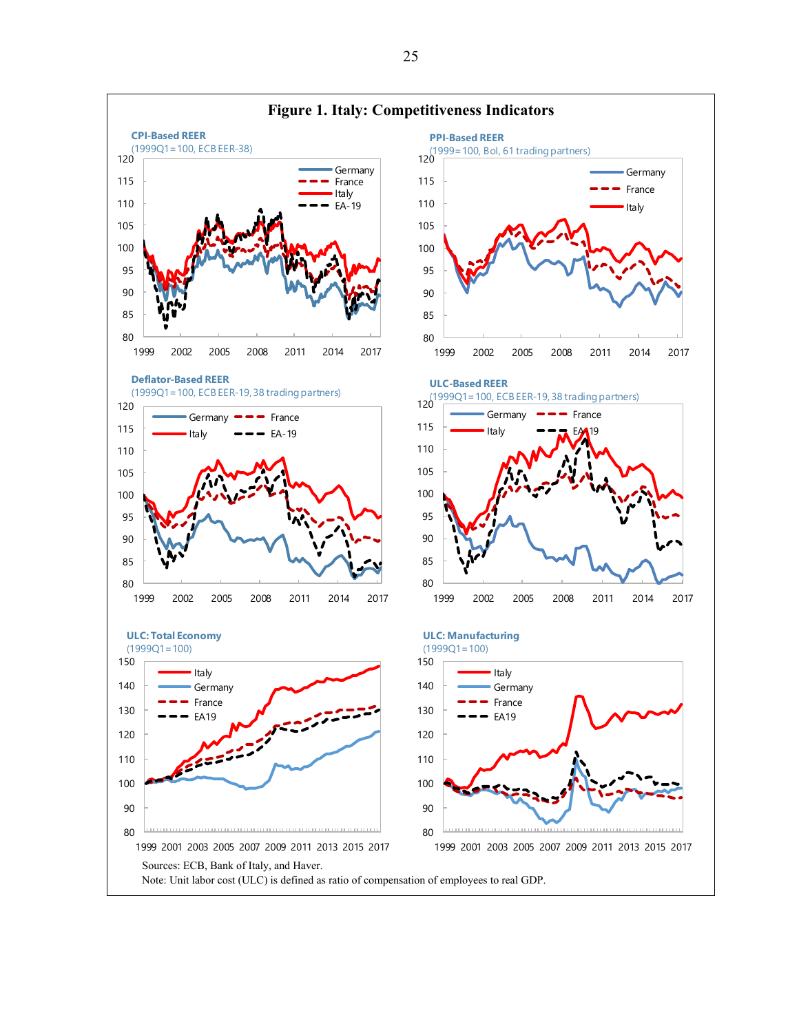# Figure 1. Italy: Competitiveness Indicators

**CPI-Based REER**
(1999Q1=100, ECB EER-38)

**PPI-Based REER**
(1999=100, BoI, 61 trading partners)

**Deflator-Based REER**
(1999Q1=100, ECB EER-19, 38 trading partners)

**ULC-Based REER**
(1999Q1=100, ECB EER-19, 38 trading partners)

**ULC: Total Economy**
(1999Q1=100)

**ULC: Manufacturing**
(1999Q1=100)

Sources: ECB, Bank of Italy, and Haver.

Note: Unit labor cost (ULC) is defined as ratio of compensation of employees to real GDP.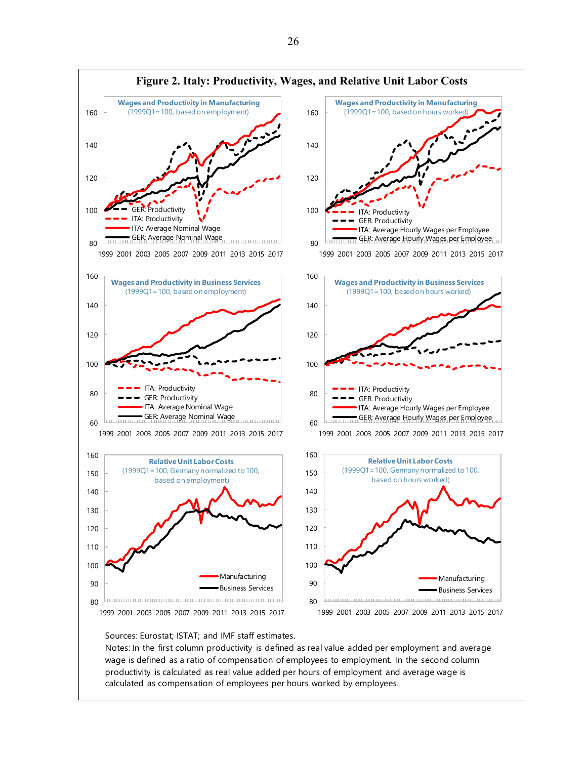# Figure 2. Italy: Productivity, Wages, and Relative Unit Labor Costs

**Wages and Productivity in Manufacturing**
(1999Q1=100, based on employment)

- GER: Productivity
- ITA: Productivity
- ITA: Average Nominal Wage
- GER: Average Nominal Wage

**Wages and Productivity in Manufacturing**
(1999Q1=100, based on hours worked)

- ITA: Productivity
- GER: Productivity
- ITA: Average Hourly Wages per Employee
- GER: Average Hourly Wages per Employee

**Wages and Productivity in Business Services**
(1999Q1=100, based on employment)

- ITA: Productivity
- GER: Productivity
- ITA: Average Nominal Wage
- GER: Average Nominal Wage

**Wages and Productivity in Business Services**
(1999Q1=100, based on hours worked)

- ITA: Productivity
- GER: Productivity
- ITA: Average Hourly Wages per Employee
- GER: Average Hourly Wages per Employee

**Relative Unit Labor Costs**
(1999Q1=100, Germany normalized to 100, based on employment)

- Manufacturing
- Business Services

**Relative Unit Labor Costs**
(1999Q1=100, Germany normalized to 100, based on hours worked)

- Manufacturing
- Business Services

Sources: Eurostat; ISTAT; and IMF staff estimates.

Notes: In the first column productivity is defined as real value added per employment and average wage is defined as a ratio of compensation of employees to employment. In the second column productivity is calculated as real value added per hours of employment and average wage is calculated as compensation of employees per hours worked by employees.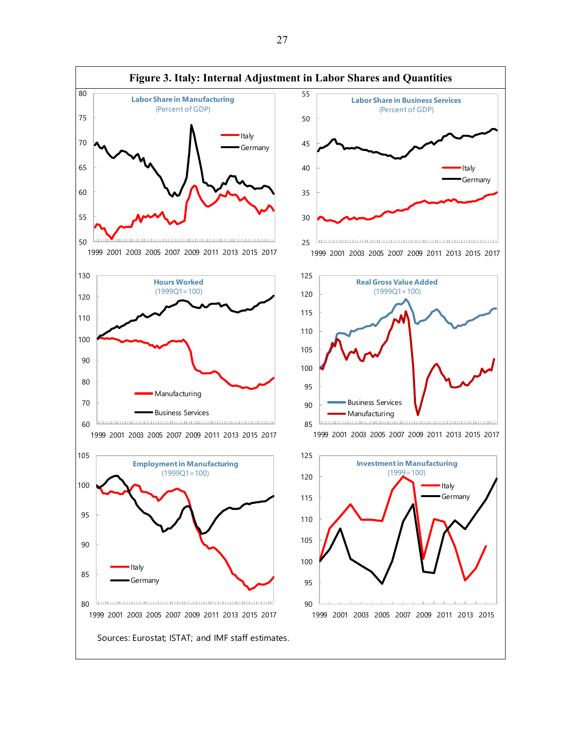# Figure 3. Italy: Internal Adjustment in Labor Shares and Quantities

Sources: Eurostat; ISTAT; and IMF staff estimates.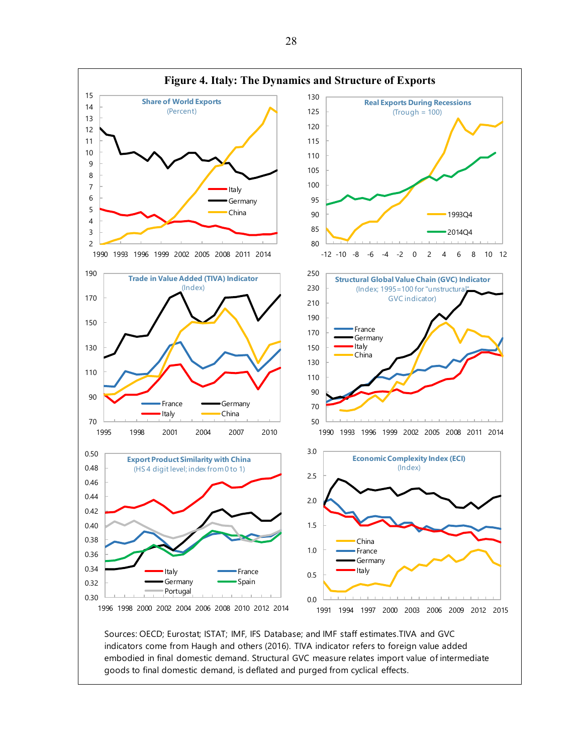**Figure 4. Italy: The Dynamics and Structure of Exports**

Sources: OECD; Eurostat; ISTAT; IMF, IFS Database; and IMF staff estimates.TIVA and GVC indicators come from Haugh and others (2016). TIVA indicator refers to foreign value added embodied in final domestic demand. Structural GVC measure relates import value of intermediate goods to final domestic demand, is deflated and purged from cyclical effects.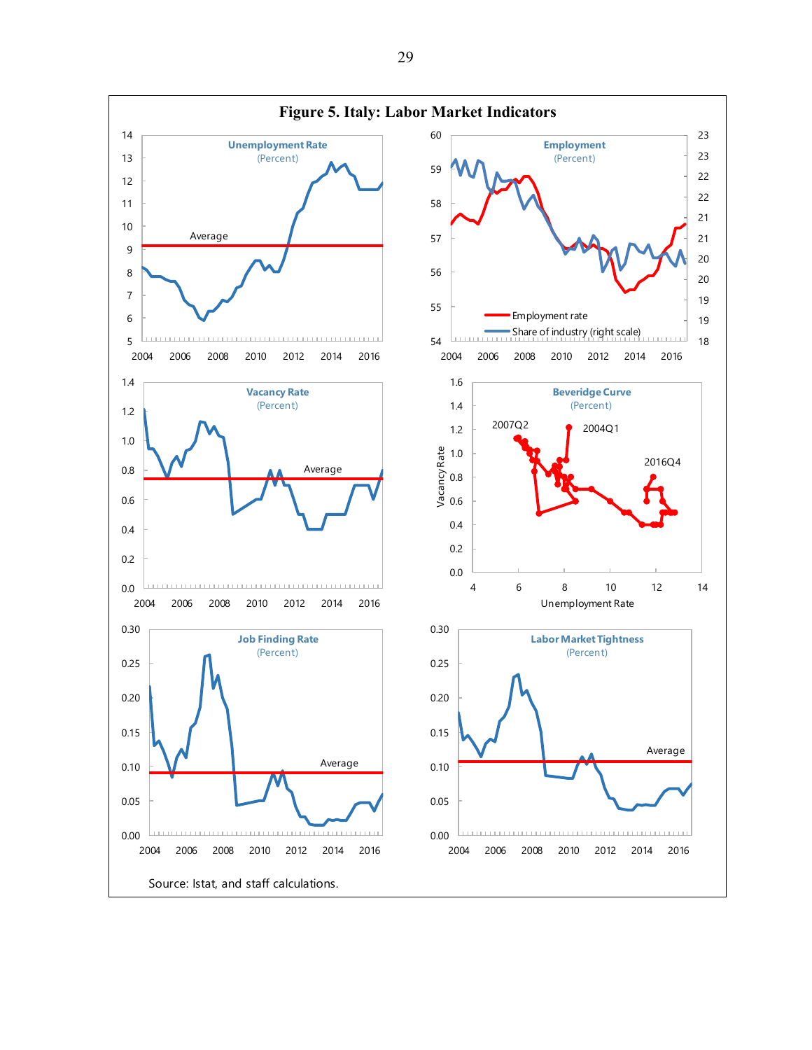# Figure 5. Italy: Labor Market Indicators

Source: Istat, and staff calculations.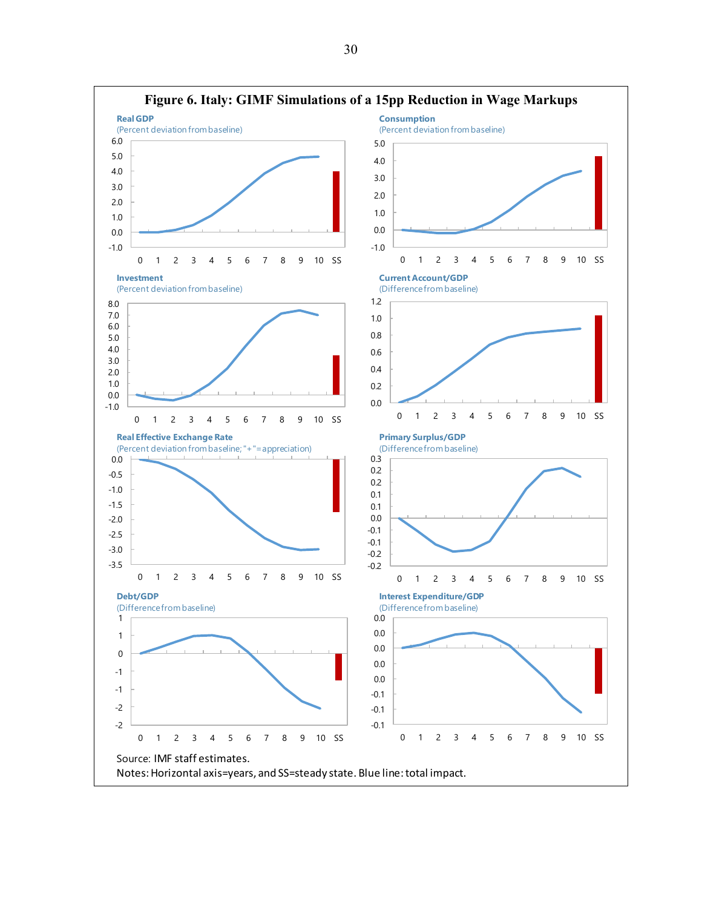# Figure 6. Italy: GIMF Simulations of a 15pp Reduction in Wage Markups

**Real GDP**
(Percent deviation from baseline)

**Consumption**
(Percent deviation from baseline)

**Investment**
(Percent deviation from baseline)

**Current Account/GDP**
(Difference from baseline)

**Real Effective Exchange Rate**
(Percent deviation from baseline; "+"=appreciation)

**Primary Surplus/GDP**
(Difference from baseline)

**Debt/GDP**
(Difference from baseline)

**Interest Expenditure/GDP**
(Difference from baseline)

Source: IMF staff estimates.
Notes: Horizontal axis=years, and SS=steady state. Blue line: total impact.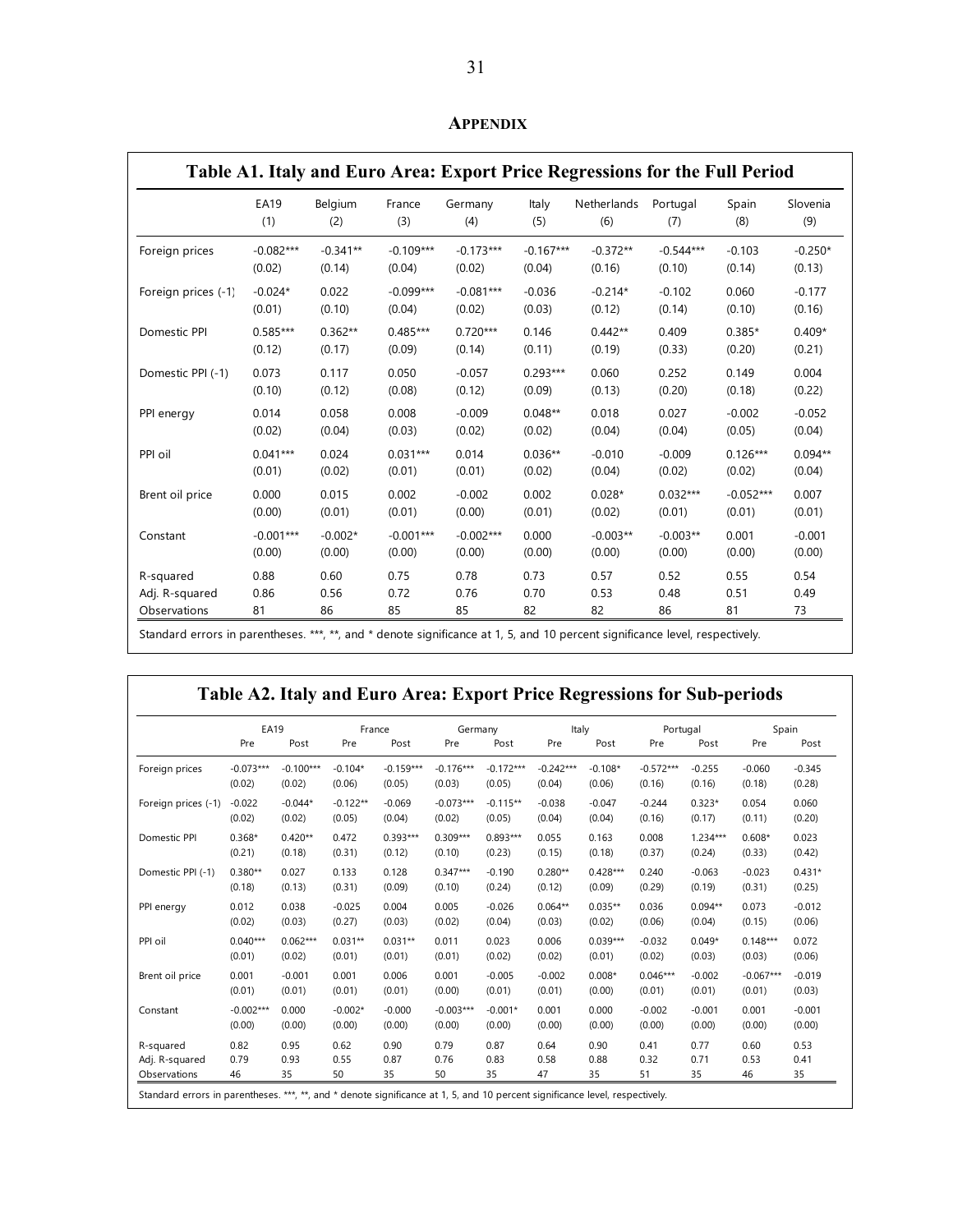## APPENDIX

**Table A1. Italy and Euro Area: Export Price Regressions for the Full Period**

| | EA19 | Belgium | France | Germany | Italy | Netherlands | Portugal | Spain | Slovenia |
|---|---|---|---|---|---|---|---|---|---|
| | (1) | (2) | (3) | (4) | (5) | (6) | (7) | (8) | (9) |
| Foreign prices | -0.082*** | -0.341** | -0.109*** | -0.173*** | -0.167*** | -0.372** | -0.544*** | -0.103 | -0.250* |
| | (0.02) | (0.14) | (0.04) | (0.02) | (0.04) | (0.16) | (0.10) | (0.14) | (0.13) |
| Foreign prices (-1) | -0.024* | 0.022 | -0.099*** | -0.081*** | -0.036 | -0.214* | -0.102 | 0.060 | -0.177 |
| | (0.01) | (0.10) | (0.04) | (0.02) | (0.03) | (0.12) | (0.14) | (0.10) | (0.16) |
| Domestic PPI | 0.585*** | 0.362** | 0.485*** | 0.720*** | 0.146 | 0.442** | 0.409 | 0.385* | 0.409* |
| | (0.12) | (0.17) | (0.09) | (0.14) | (0.11) | (0.19) | (0.33) | (0.20) | (0.21) |
| Domestic PPI (-1) | 0.073 | 0.117 | 0.050 | -0.057 | 0.293*** | 0.060 | 0.252 | 0.149 | 0.004 |
| | (0.10) | (0.12) | (0.08) | (0.12) | (0.09) | (0.13) | (0.20) | (0.18) | (0.22) |
| PPI energy | 0.014 | 0.058 | 0.008 | -0.009 | 0.048** | 0.018 | 0.027 | -0.002 | -0.052 |
| | (0.02) | (0.04) | (0.03) | (0.02) | (0.02) | (0.04) | (0.04) | (0.05) | (0.04) |
| PPI oil | 0.041*** | 0.024 | 0.031*** | 0.014 | 0.036** | -0.010 | -0.009 | 0.126*** | 0.094** |
| | (0.01) | (0.02) | (0.01) | (0.01) | (0.02) | (0.04) | (0.02) | (0.02) | (0.04) |
| Brent oil price | 0.000 | 0.015 | 0.002 | -0.002 | 0.002 | 0.028* | 0.032*** | -0.052*** | 0.007 |
| | (0.00) | (0.01) | (0.01) | (0.00) | (0.01) | (0.02) | (0.01) | (0.01) | (0.01) |
| Constant | -0.001*** | -0.002* | -0.001*** | -0.002*** | 0.000 | -0.003** | -0.003** | 0.001 | -0.001 |
| | (0.00) | (0.00) | (0.00) | (0.00) | (0.00) | (0.00) | (0.00) | (0.00) | (0.00) |
| R-squared | 0.88 | 0.60 | 0.75 | 0.78 | 0.73 | 0.57 | 0.52 | 0.55 | 0.54 |
| Adj. R-squared | 0.86 | 0.56 | 0.72 | 0.76 | 0.70 | 0.53 | 0.48 | 0.51 | 0.49 |
| Observations | 81 | 86 | 85 | 85 | 82 | 82 | 86 | 81 | 73 |

Standard errors in parentheses. ***, **, and * denote significance at 1, 5, and 10 percent significance level, respectively.

**Table A2. Italy and Euro Area: Export Price Regressions for Sub-periods**

| | EA19 | | France | | Germany | | Italy | | Portugal | | Spain | |
|---|---|---|---|---|---|---|---|---|---|---|---|---|
| | Pre | Post | Pre | Post | Pre | Post | Pre | Post | Pre | Post | Pre | Post |
| Foreign prices | -0.073*** | -0.100*** | -0.104* | -0.159*** | -0.176*** | -0.172*** | -0.242*** | -0.108* | -0.572*** | -0.255 | -0.060 | -0.345 |
| | (0.02) | (0.02) | (0.06) | (0.05) | (0.03) | (0.05) | (0.04) | (0.06) | (0.16) | (0.16) | (0.18) | (0.28) |
| Foreign prices (-1) | -0.022 | -0.044* | -0.122** | -0.069 | -0.073*** | -0.115** | -0.038 | -0.047 | -0.244 | 0.323* | 0.054 | 0.060 |
| | (0.02) | (0.02) | (0.05) | (0.04) | (0.02) | (0.05) | (0.04) | (0.04) | (0.16) | (0.17) | (0.11) | (0.20) |
| Domestic PPI | 0.368* | 0.420** | 0.472 | 0.393*** | 0.309*** | 0.893*** | 0.055 | 0.163 | 0.008 | 1.234*** | 0.608* | 0.023 |
| | (0.21) | (0.18) | (0.31) | (0.12) | (0.10) | (0.23) | (0.15) | (0.18) | (0.37) | (0.24) | (0.33) | (0.42) |
| Domestic PPI (-1) | 0.380** | 0.027 | 0.133 | 0.128 | 0.347*** | -0.190 | 0.280** | 0.428*** | 0.240 | -0.063 | -0.023 | 0.431* |
| | (0.18) | (0.13) | (0.31) | (0.09) | (0.10) | (0.24) | (0.12) | (0.09) | (0.29) | (0.19) | (0.31) | (0.25) |
| PPI energy | 0.012 | 0.038 | -0.025 | 0.004 | 0.005 | -0.026 | 0.064** | 0.035** | 0.036 | 0.094** | 0.073 | -0.012 |
| | (0.02) | (0.03) | (0.27) | (0.03) | (0.02) | (0.04) | (0.03) | (0.02) | (0.06) | (0.04) | (0.15) | (0.06) |
| PPI oil | 0.040*** | 0.062*** | 0.031** | 0.031** | 0.011 | 0.023 | 0.006 | 0.039*** | -0.032 | 0.049* | 0.148*** | 0.072 |
| | (0.01) | (0.02) | (0.01) | (0.01) | (0.01) | (0.02) | (0.02) | (0.01) | (0.02) | (0.03) | (0.03) | (0.06) |
| Brent oil price | 0.001 | -0.001 | 0.001 | 0.006 | 0.001 | -0.005 | -0.002 | 0.008* | 0.046*** | -0.002 | -0.067*** | -0.019 |
| | (0.01) | (0.01) | (0.01) | (0.01) | (0.00) | (0.01) | (0.01) | (0.00) | (0.01) | (0.01) | (0.01) | (0.03) |
| Constant | -0.002*** | 0.000 | -0.002* | -0.000 | -0.003*** | -0.001* | 0.001 | 0.000 | -0.002 | -0.001 | 0.001 | -0.001 |
| | (0.00) | (0.00) | (0.00) | (0.00) | (0.00) | (0.00) | (0.00) | (0.00) | (0.00) | (0.00) | (0.00) | (0.00) |
| R-squared | 0.82 | 0.95 | 0.62 | 0.90 | 0.79 | 0.87 | 0.64 | 0.90 | 0.41 | 0.77 | 0.60 | 0.53 |
| Adj. R-squared | 0.79 | 0.93 | 0.55 | 0.87 | 0.76 | 0.83 | 0.58 | 0.88 | 0.32 | 0.71 | 0.53 | 0.41 |
| Observations | 46 | 35 | 50 | 35 | 50 | 35 | 47 | 35 | 51 | 35 | 46 | 35 |

Standard errors in parentheses. ***, **, and * denote significance at 1, 5, and 10 percent significance level, respectively.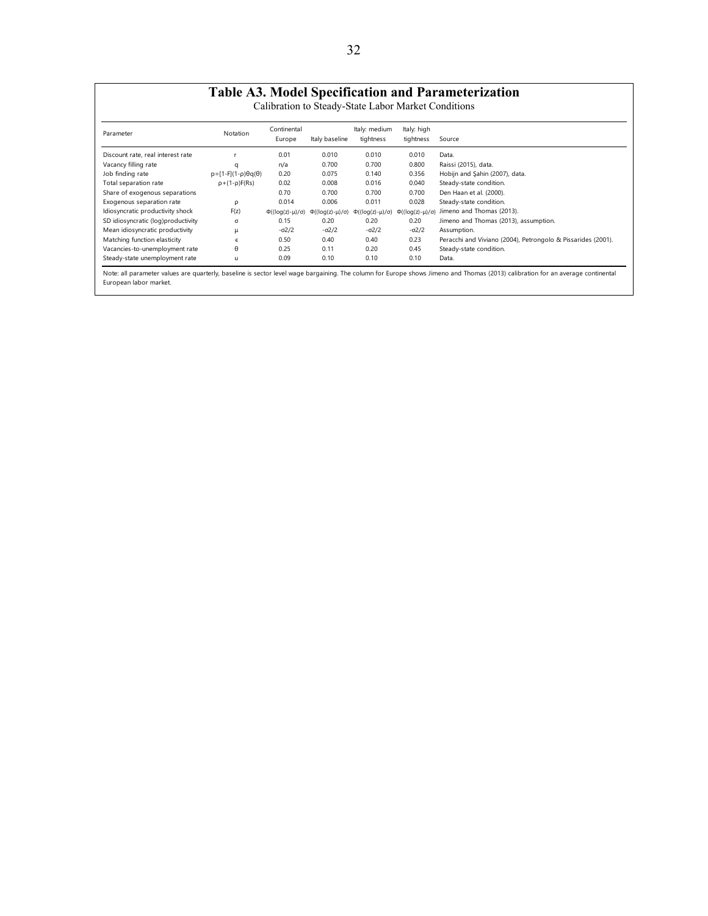## Table A3. Model Specification and Parameterization

Calibration to Steady-State Labor Market Conditions

| Parameter | Notation | Continental Europe | Italy baseline | Italy: medium tightness | Italy: high tightness | Source |
|---|---|---|---|---|---|---|
| Discount rate, real interest rate | $r$ | 0.01 | 0.010 | 0.010 | 0.010 | Data. |
| Vacancy filling rate | $q$ | n/a | 0.700 | 0.700 | 0.800 | Raissi (2015), data. |
| Job finding rate | $p=[1-F](1-\rho)\theta q(\theta)$ | 0.20 | 0.075 | 0.140 | 0.356 | Hobijn and Şahin (2007), data. |
| Total separation rate | $\rho+(1-\rho)F(Rs)$ | 0.02 | 0.008 | 0.016 | 0.040 | Steady-state condition. |
| Share of exogenous separations | | 0.70 | 0.700 | 0.700 | 0.700 | Den Haan et al. (2000). |
| Exogenous separation rate | $\rho$ | 0.014 | 0.006 | 0.011 | 0.028 | Steady-state condition. |
| Idiosyncratic productivity shock | $F(z)$ | $\Phi((\log(z)-\mu)/\sigma)$ | $\Phi((\log(z)-\mu)/\sigma)$ | $\Phi((\log(z)-\mu)/\sigma)$ | $\Phi((\log(z)-\mu)/\sigma)$ | Jimeno and Thomas (2013). |
| SD idiosyncratic (log)productivity | $\sigma$ | 0.15 | 0.20 | 0.20 | 0.20 | Jimeno and Thomas (2013), assumption. |
| Mean idiosyncratic productivity | $\mu$ | $-\sigma 2/2$ | $-\sigma 2/2$ | $-\sigma 2/2$ | $-\sigma 2/2$ | Assumption. |
| Matching function elasticity | $\epsilon$ | 0.50 | 0.40 | 0.40 | 0.23 | Peracchi and Viviano (2004), Petrongolo & Pissarides (2001). |
| Vacancies-to-unemployment rate | $\theta$ | 0.25 | 0.11 | 0.20 | 0.45 | Steady-state condition. |
| Steady-state unemployment rate | $u$ | 0.09 | 0.10 | 0.10 | 0.10 | Data. |

Note: all parameter values are quarterly, baseline is sector level wage bargaining. The column for Europe shows Jimeno and Thomas (2013) calibration for an average continental European labor market.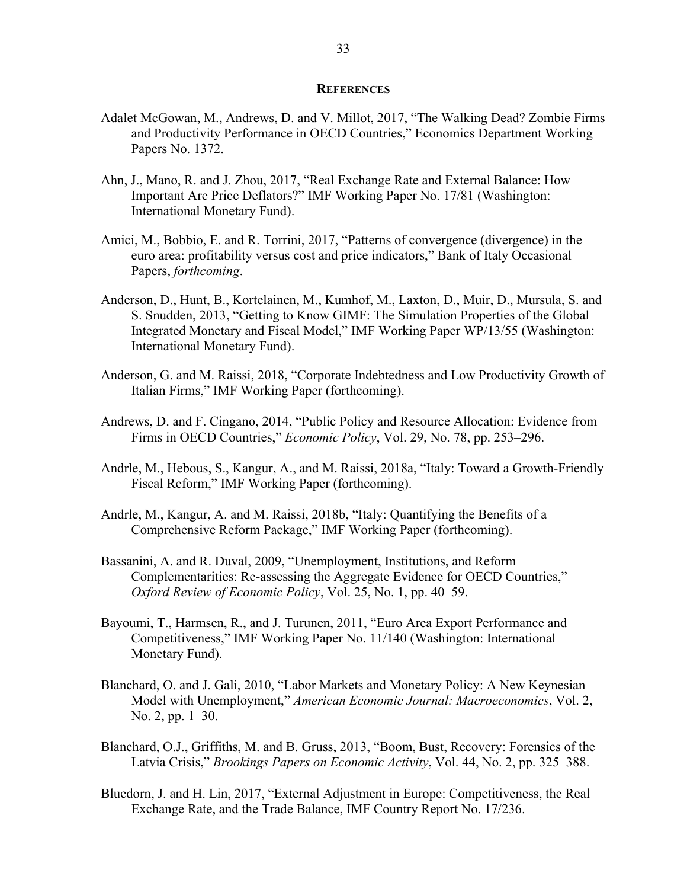## REFERENCES

Adalet McGowan, M., Andrews, D. and V. Millot, 2017, "The Walking Dead? Zombie Firms and Productivity Performance in OECD Countries," Economics Department Working Papers No. 1372.

Ahn, J., Mano, R. and J. Zhou, 2017, "Real Exchange Rate and External Balance: How Important Are Price Deflators?" IMF Working Paper No. 17/81 (Washington: International Monetary Fund).

Amici, M., Bobbio, E. and R. Torrini, 2017, "Patterns of convergence (divergence) in the euro area: profitability versus cost and price indicators," Bank of Italy Occasional Papers, *forthcoming*.

Anderson, D., Hunt, B., Kortelainen, M., Kumhof, M., Laxton, D., Muir, D., Mursula, S. and S. Snudden, 2013, "Getting to Know GIMF: The Simulation Properties of the Global Integrated Monetary and Fiscal Model," IMF Working Paper WP/13/55 (Washington: International Monetary Fund).

Anderson, G. and M. Raissi, 2018, "Corporate Indebtedness and Low Productivity Growth of Italian Firms," IMF Working Paper (forthcoming).

Andrews, D. and F. Cingano, 2014, "Public Policy and Resource Allocation: Evidence from Firms in OECD Countries," *Economic Policy*, Vol. 29, No. 78, pp. 253–296.

Andrle, M., Hebous, S., Kangur, A., and M. Raissi, 2018a, "Italy: Toward a Growth-Friendly Fiscal Reform," IMF Working Paper (forthcoming).

Andrle, M., Kangur, A. and M. Raissi, 2018b, "Italy: Quantifying the Benefits of a Comprehensive Reform Package," IMF Working Paper (forthcoming).

Bassanini, A. and R. Duval, 2009, "Unemployment, Institutions, and Reform Complementarities: Re-assessing the Aggregate Evidence for OECD Countries," *Oxford Review of Economic Policy*, Vol. 25, No. 1, pp. 40–59.

Bayoumi, T., Harmsen, R., and J. Turunen, 2011, "Euro Area Export Performance and Competitiveness," IMF Working Paper No. 11/140 (Washington: International Monetary Fund).

Blanchard, O. and J. Gali, 2010, "Labor Markets and Monetary Policy: A New Keynesian Model with Unemployment," *American Economic Journal: Macroeconomics*, Vol. 2, No. 2, pp. 1–30.

Blanchard, O.J., Griffiths, M. and B. Gruss, 2013, "Boom, Bust, Recovery: Forensics of the Latvia Crisis," *Brookings Papers on Economic Activity*, Vol. 44, No. 2, pp. 325–388.

Bluedorn, J. and H. Lin, 2017, "External Adjustment in Europe: Competitiveness, the Real Exchange Rate, and the Trade Balance, IMF Country Report No. 17/236.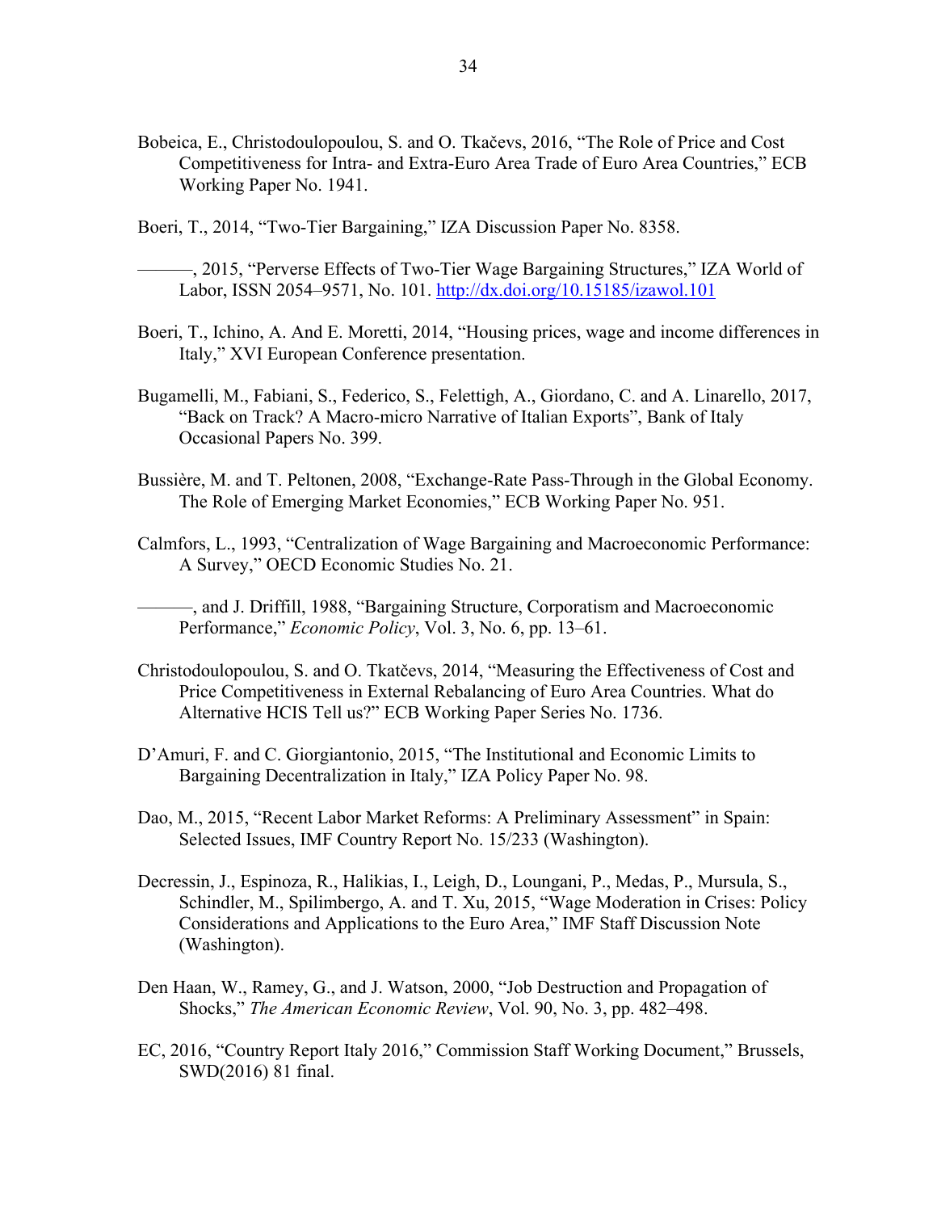Bobeica, E., Christodoulopoulou, S. and O. Tkačevs, 2016, "The Role of Price and Cost Competitiveness for Intra- and Extra-Euro Area Trade of Euro Area Countries," ECB Working Paper No. 1941.

Boeri, T., 2014, "Two-Tier Bargaining," IZA Discussion Paper No. 8358.

———, 2015, "Perverse Effects of Two-Tier Wage Bargaining Structures," IZA World of Labor, ISSN 2054–9571, No. 101. http://dx.doi.org/10.15185/izawol.101

Boeri, T., Ichino, A. And E. Moretti, 2014, "Housing prices, wage and income differences in Italy," XVI European Conference presentation.

Bugamelli, M., Fabiani, S., Federico, S., Felettigh, A., Giordano, C. and A. Linarello, 2017, "Back on Track? A Macro-micro Narrative of Italian Exports", Bank of Italy Occasional Papers No. 399.

Bussière, M. and T. Peltonen, 2008, "Exchange-Rate Pass-Through in the Global Economy. The Role of Emerging Market Economies," ECB Working Paper No. 951.

Calmfors, L., 1993, "Centralization of Wage Bargaining and Macroeconomic Performance: A Survey," OECD Economic Studies No. 21.

———, and J. Driffill, 1988, "Bargaining Structure, Corporatism and Macroeconomic Performance," *Economic Policy*, Vol. 3, No. 6, pp. 13–61.

Christodoulopoulou, S. and O. Tkatčevs, 2014, "Measuring the Effectiveness of Cost and Price Competitiveness in External Rebalancing of Euro Area Countries. What do Alternative HCIS Tell us?" ECB Working Paper Series No. 1736.

D'Amuri, F. and C. Giorgiantonio, 2015, "The Institutional and Economic Limits to Bargaining Decentralization in Italy," IZA Policy Paper No. 98.

Dao, M., 2015, "Recent Labor Market Reforms: A Preliminary Assessment" in Spain: Selected Issues, IMF Country Report No. 15/233 (Washington).

Decressin, J., Espinoza, R., Halikias, I., Leigh, D., Loungani, P., Medas, P., Mursula, S., Schindler, M., Spilimbergo, A. and T. Xu, 2015, "Wage Moderation in Crises: Policy Considerations and Applications to the Euro Area," IMF Staff Discussion Note (Washington).

Den Haan, W., Ramey, G., and J. Watson, 2000, "Job Destruction and Propagation of Shocks," *The American Economic Review*, Vol. 90, No. 3, pp. 482–498.

EC, 2016, "Country Report Italy 2016," Commission Staff Working Document," Brussels, SWD(2016) 81 final.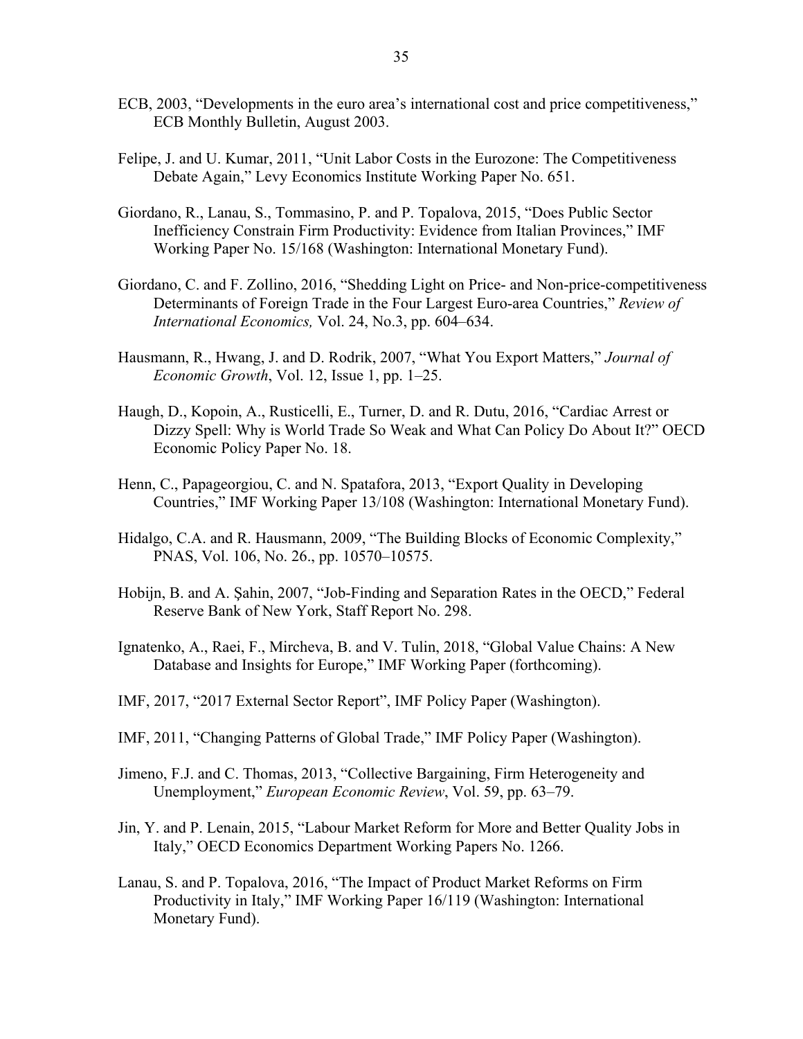ECB, 2003, "Developments in the euro area's international cost and price competitiveness," ECB Monthly Bulletin, August 2003.

Felipe, J. and U. Kumar, 2011, "Unit Labor Costs in the Eurozone: The Competitiveness Debate Again," Levy Economics Institute Working Paper No. 651.

Giordano, R., Lanau, S., Tommasino, P. and P. Topalova, 2015, "Does Public Sector Inefficiency Constrain Firm Productivity: Evidence from Italian Provinces," IMF Working Paper No. 15/168 (Washington: International Monetary Fund).

Giordano, C. and F. Zollino, 2016, "Shedding Light on Price- and Non-price-competitiveness Determinants of Foreign Trade in the Four Largest Euro-area Countries," *Review of International Economics,* Vol. 24, No.3, pp. 604–634.

Hausmann, R., Hwang, J. and D. Rodrik, 2007, "What You Export Matters," *Journal of Economic Growth*, Vol. 12, Issue 1, pp. 1–25.

Haugh, D., Kopoin, A., Rusticelli, E., Turner, D. and R. Dutu, 2016, "Cardiac Arrest or Dizzy Spell: Why is World Trade So Weak and What Can Policy Do About It?" OECD Economic Policy Paper No. 18.

Henn, C., Papageorgiou, C. and N. Spatafora, 2013, "Export Quality in Developing Countries," IMF Working Paper 13/108 (Washington: International Monetary Fund).

Hidalgo, C.A. and R. Hausmann, 2009, "The Building Blocks of Economic Complexity," PNAS, Vol. 106, No. 26., pp. 10570–10575.

Hobijn, B. and A. Şahin, 2007, "Job-Finding and Separation Rates in the OECD," Federal Reserve Bank of New York, Staff Report No. 298.

Ignatenko, A., Raei, F., Mircheva, B. and V. Tulin, 2018, "Global Value Chains: A New Database and Insights for Europe," IMF Working Paper (forthcoming).

IMF, 2017, "2017 External Sector Report", IMF Policy Paper (Washington).

IMF, 2011, "Changing Patterns of Global Trade," IMF Policy Paper (Washington).

Jimeno, F.J. and C. Thomas, 2013, "Collective Bargaining, Firm Heterogeneity and Unemployment," *European Economic Review*, Vol. 59, pp. 63–79.

Jin, Y. and P. Lenain, 2015, "Labour Market Reform for More and Better Quality Jobs in Italy," OECD Economics Department Working Papers No. 1266.

Lanau, S. and P. Topalova, 2016, "The Impact of Product Market Reforms on Firm Productivity in Italy," IMF Working Paper 16/119 (Washington: International Monetary Fund).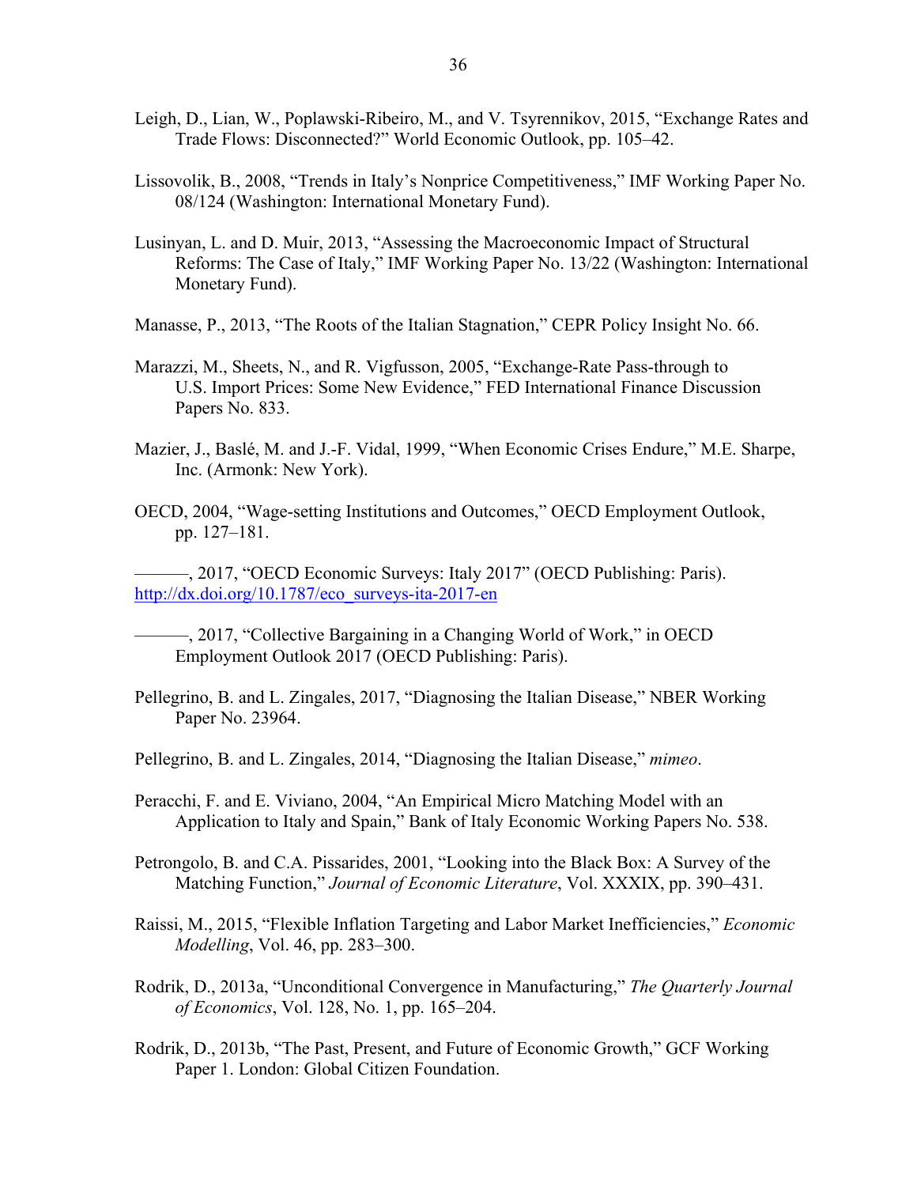Leigh, D., Lian, W., Poplawski-Ribeiro, M., and V. Tsyrennikov, 2015, "Exchange Rates and Trade Flows: Disconnected?" World Economic Outlook, pp. 105–42.

Lissovolik, B., 2008, "Trends in Italy's Nonprice Competitiveness," IMF Working Paper No. 08/124 (Washington: International Monetary Fund).

Lusinyan, L. and D. Muir, 2013, "Assessing the Macroeconomic Impact of Structural Reforms: The Case of Italy," IMF Working Paper No. 13/22 (Washington: International Monetary Fund).

Manasse, P., 2013, "The Roots of the Italian Stagnation," CEPR Policy Insight No. 66.

Marazzi, M., Sheets, N., and R. Vigfusson, 2005, "Exchange-Rate Pass-through to U.S. Import Prices: Some New Evidence," FED International Finance Discussion Papers No. 833.

Mazier, J., Baslé, M. and J.-F. Vidal, 1999, "When Economic Crises Endure," M.E. Sharpe, Inc. (Armonk: New York).

OECD, 2004, "Wage-setting Institutions and Outcomes," OECD Employment Outlook, pp. 127–181.

———, 2017, "OECD Economic Surveys: Italy 2017" (OECD Publishing: Paris). http://dx.doi.org/10.1787/eco_surveys-ita-2017-en

———, 2017, "Collective Bargaining in a Changing World of Work," in OECD Employment Outlook 2017 (OECD Publishing: Paris).

Pellegrino, B. and L. Zingales, 2017, "Diagnosing the Italian Disease," NBER Working Paper No. 23964.

Pellegrino, B. and L. Zingales, 2014, "Diagnosing the Italian Disease," *mimeo*.

Peracchi, F. and E. Viviano, 2004, "An Empirical Micro Matching Model with an Application to Italy and Spain," Bank of Italy Economic Working Papers No. 538.

Petrongolo, B. and C.A. Pissarides, 2001, "Looking into the Black Box: A Survey of the Matching Function," *Journal of Economic Literature*, Vol. XXXIX, pp. 390–431.

Raissi, M., 2015, "Flexible Inflation Targeting and Labor Market Inefficiencies," *Economic Modelling*, Vol. 46, pp. 283–300.

Rodrik, D., 2013a, "Unconditional Convergence in Manufacturing," *The Quarterly Journal of Economics*, Vol. 128, No. 1, pp. 165–204.

Rodrik, D., 2013b, "The Past, Present, and Future of Economic Growth," GCF Working Paper 1. London: Global Citizen Foundation.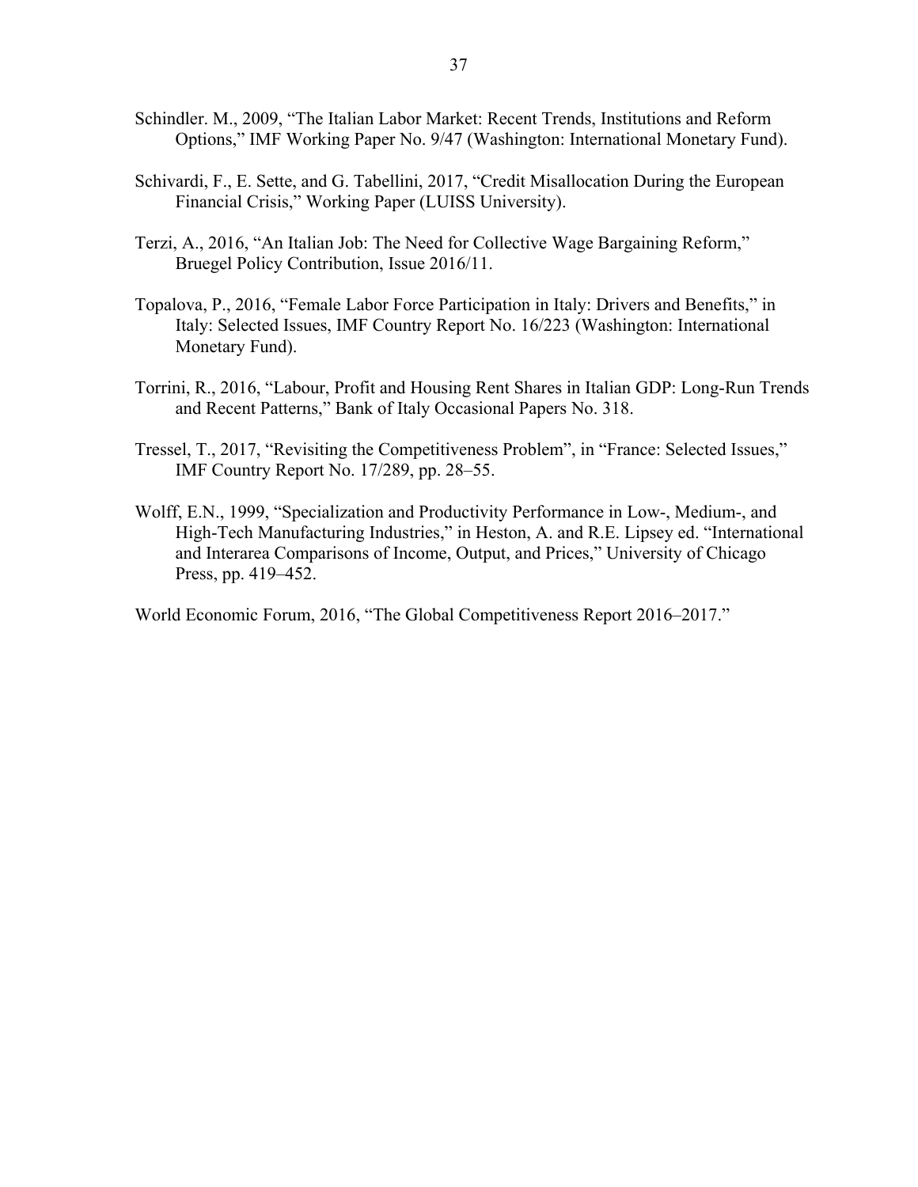Schindler. M., 2009, “The Italian Labor Market: Recent Trends, Institutions and Reform Options,” IMF Working Paper No. 9/47 (Washington: International Monetary Fund).

Schivardi, F., E. Sette, and G. Tabellini, 2017, “Credit Misallocation During the European Financial Crisis,” Working Paper (LUISS University).

Terzi, A., 2016, “An Italian Job: The Need for Collective Wage Bargaining Reform,” Bruegel Policy Contribution, Issue 2016/11.

Topalova, P., 2016, “Female Labor Force Participation in Italy: Drivers and Benefits,” in Italy: Selected Issues, IMF Country Report No. 16/223 (Washington: International Monetary Fund).

Torrini, R., 2016, “Labour, Profit and Housing Rent Shares in Italian GDP: Long-Run Trends and Recent Patterns,” Bank of Italy Occasional Papers No. 318.

Tressel, T., 2017, “Revisiting the Competitiveness Problem”, in “France: Selected Issues,” IMF Country Report No. 17/289, pp. 28–55.

Wolff, E.N., 1999, “Specialization and Productivity Performance in Low-, Medium-, and High-Tech Manufacturing Industries,” in Heston, A. and R.E. Lipsey ed. “International and Interarea Comparisons of Income, Output, and Prices,” University of Chicago Press, pp. 419–452.

World Economic Forum, 2016, “The Global Competitiveness Report 2016–2017.”